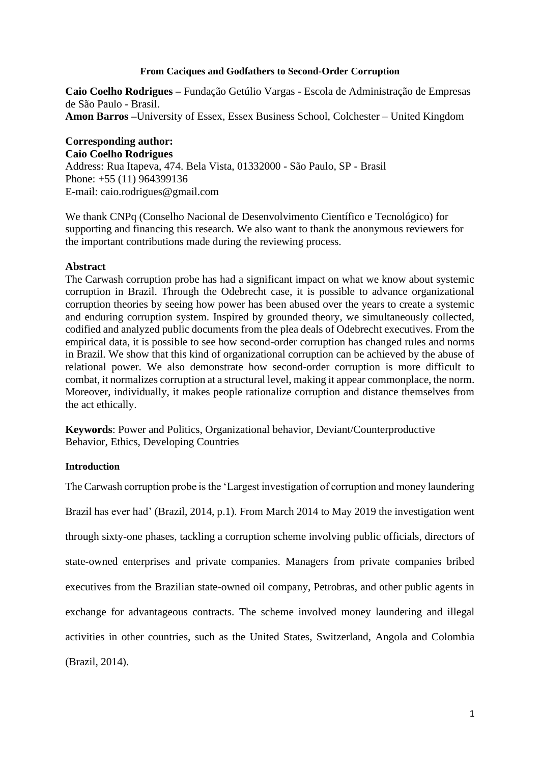# From Caciques and Godfathers to Second-Order Corruption

**Caio Coelho Rodrigues –** Fundação Getúlio Vargas - Escola de Administração de Empresas de São Paulo - Brasil.
**Amon Barros –**University of Essex, Essex Business School, Colchester – United Kingdom

**Corresponding author:**
**Caio Coelho Rodrigues**
Address: Rua Itapeva, 474. Bela Vista, 01332000 - São Paulo, SP - Brasil
Phone: +55 (11) 964399136
E-mail: caio.rodrigues@gmail.com

We thank CNPq (Conselho Nacional de Desenvolvimento Científico e Tecnológico) for supporting and financing this research. We also want to thank the anonymous reviewers for the important contributions made during the reviewing process.

## Abstract

The Carwash corruption probe has had a significant impact on what we know about systemic corruption in Brazil. Through the Odebrecht case, it is possible to advance organizational corruption theories by seeing how power has been abused over the years to create a systemic and enduring corruption system. Inspired by grounded theory, we simultaneously collected, codified and analyzed public documents from the plea deals of Odebrecht executives. From the empirical data, it is possible to see how second-order corruption has changed rules and norms in Brazil. We show that this kind of organizational corruption can be achieved by the abuse of relational power. We also demonstrate how second-order corruption is more difficult to combat, it normalizes corruption at a structural level, making it appear commonplace, the norm. Moreover, individually, it makes people rationalize corruption and distance themselves from the act ethically.

**Keywords**: Power and Politics, Organizational behavior, Deviant/Counterproductive Behavior, Ethics, Developing Countries

## Introduction

The Carwash corruption probe is the 'Largest investigation of corruption and money laundering Brazil has ever had' (Brazil, 2014, p.1). From March 2014 to May 2019 the investigation went through sixty-one phases, tackling a corruption scheme involving public officials, directors of state-owned enterprises and private companies. Managers from private companies bribed executives from the Brazilian state-owned oil company, Petrobras, and other public agents in exchange for advantageous contracts. The scheme involved money laundering and illegal activities in other countries, such as the United States, Switzerland, Angola and Colombia (Brazil, 2014).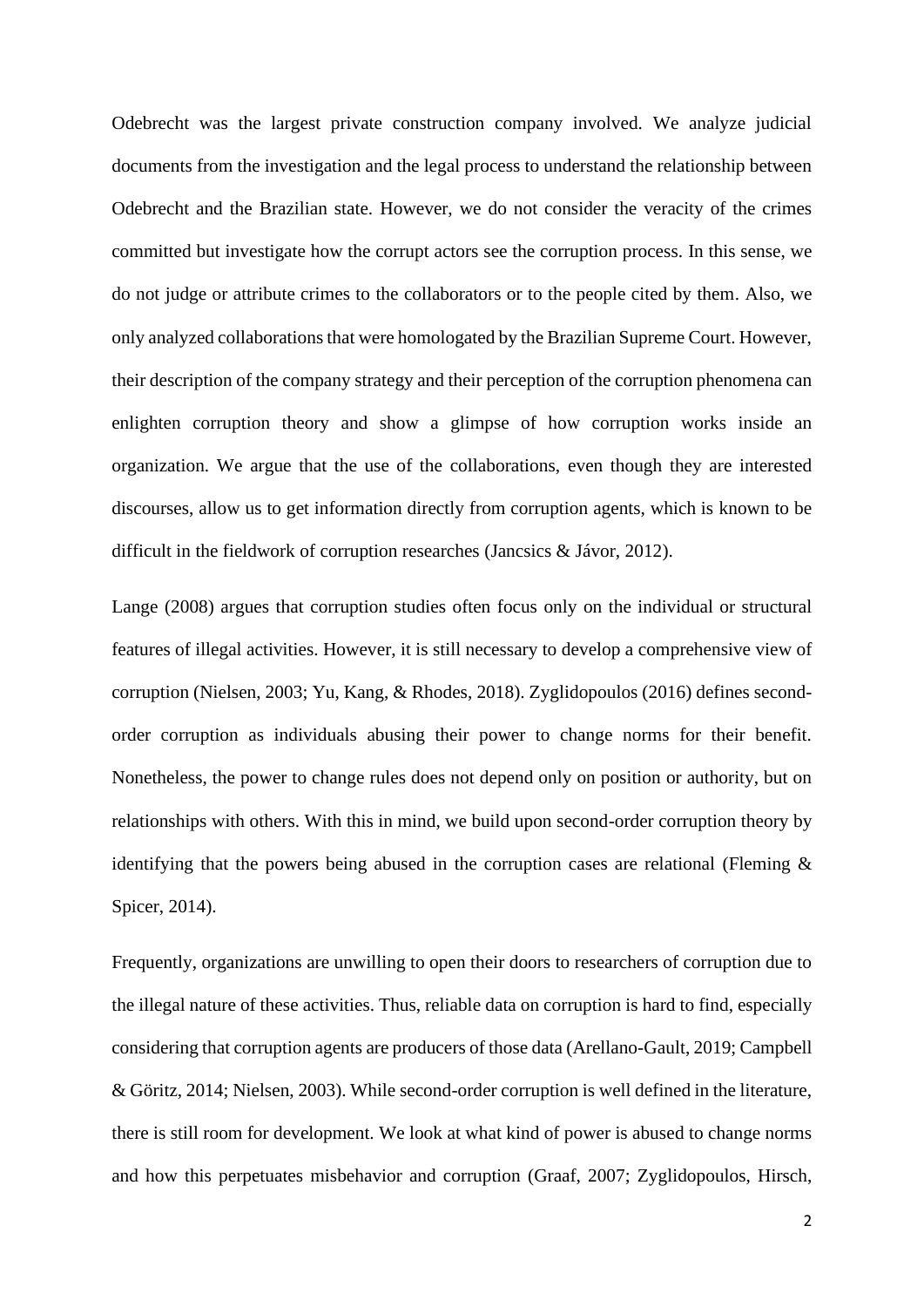Odebrecht was the largest private construction company involved. We analyze judicial documents from the investigation and the legal process to understand the relationship between Odebrecht and the Brazilian state. However, we do not consider the veracity of the crimes committed but investigate how the corrupt actors see the corruption process. In this sense, we do not judge or attribute crimes to the collaborators or to the people cited by them. Also, we only analyzed collaborations that were homologated by the Brazilian Supreme Court. However, their description of the company strategy and their perception of the corruption phenomena can enlighten corruption theory and show a glimpse of how corruption works inside an organization. We argue that the use of the collaborations, even though they are interested discourses, allow us to get information directly from corruption agents, which is known to be difficult in the fieldwork of corruption researches (Jancsics & Jávor, 2012).

Lange (2008) argues that corruption studies often focus only on the individual or structural features of illegal activities. However, it is still necessary to develop a comprehensive view of corruption (Nielsen, 2003; Yu, Kang, & Rhodes, 2018). Zyglidopoulos (2016) defines second-order corruption as individuals abusing their power to change norms for their benefit. Nonetheless, the power to change rules does not depend only on position or authority, but on relationships with others. With this in mind, we build upon second-order corruption theory by identifying that the powers being abused in the corruption cases are relational (Fleming & Spicer, 2014).

Frequently, organizations are unwilling to open their doors to researchers of corruption due to the illegal nature of these activities. Thus, reliable data on corruption is hard to find, especially considering that corruption agents are producers of those data (Arellano-Gault, 2019; Campbell & Göritz, 2014; Nielsen, 2003). While second-order corruption is well defined in the literature, there is still room for development. We look at what kind of power is abused to change norms and how this perpetuates misbehavior and corruption (Graaf, 2007; Zyglidopoulos, Hirsch,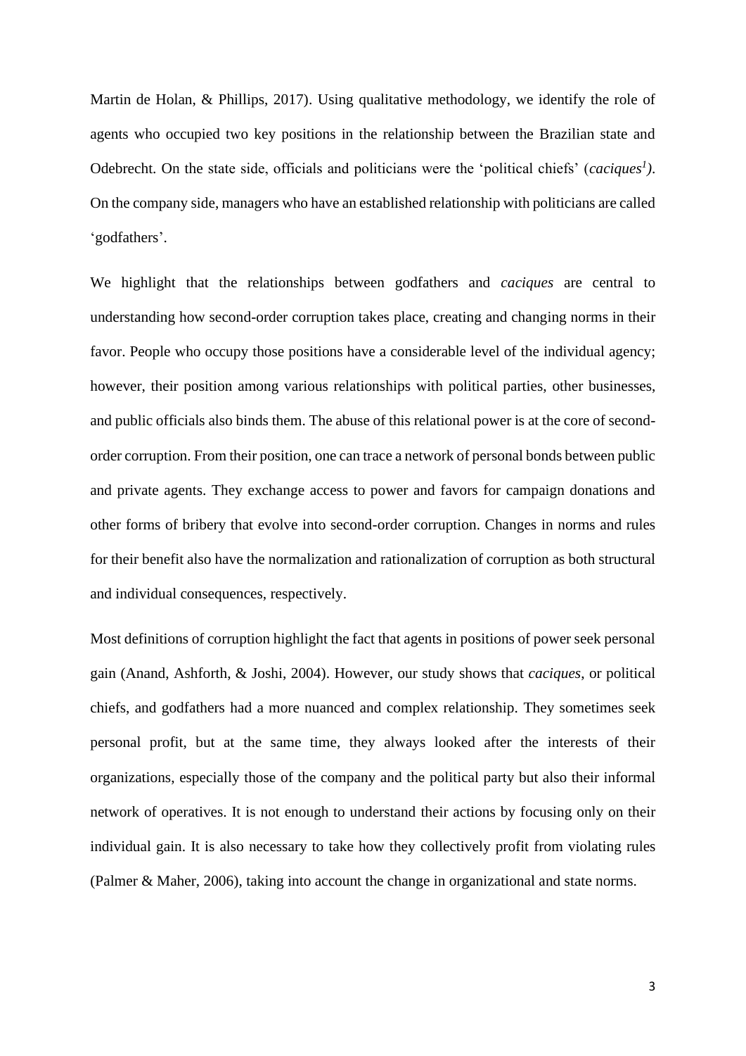Martin de Holan, & Phillips, 2017). Using qualitative methodology, we identify the role of agents who occupied two key positions in the relationship between the Brazilian state and Odebrecht. On the state side, officials and politicians were the 'political chiefs' (*caciques*[1]). On the company side, managers who have an established relationship with politicians are called 'godfathers'.

We highlight that the relationships between godfathers and *caciques* are central to understanding how second-order corruption takes place, creating and changing norms in their favor. People who occupy those positions have a considerable level of the individual agency; however, their position among various relationships with political parties, other businesses, and public officials also binds them. The abuse of this relational power is at the core of second-order corruption. From their position, one can trace a network of personal bonds between public and private agents. They exchange access to power and favors for campaign donations and other forms of bribery that evolve into second-order corruption. Changes in norms and rules for their benefit also have the normalization and rationalization of corruption as both structural and individual consequences, respectively.

Most definitions of corruption highlight the fact that agents in positions of power seek personal gain (Anand, Ashforth, & Joshi, 2004). However, our study shows that *caciques*, or political chiefs, and godfathers had a more nuanced and complex relationship. They sometimes seek personal profit, but at the same time, they always looked after the interests of their organizations, especially those of the company and the political party but also their informal network of operatives. It is not enough to understand their actions by focusing only on their individual gain. It is also necessary to take how they collectively profit from violating rules (Palmer & Maher, 2006), taking into account the change in organizational and state norms.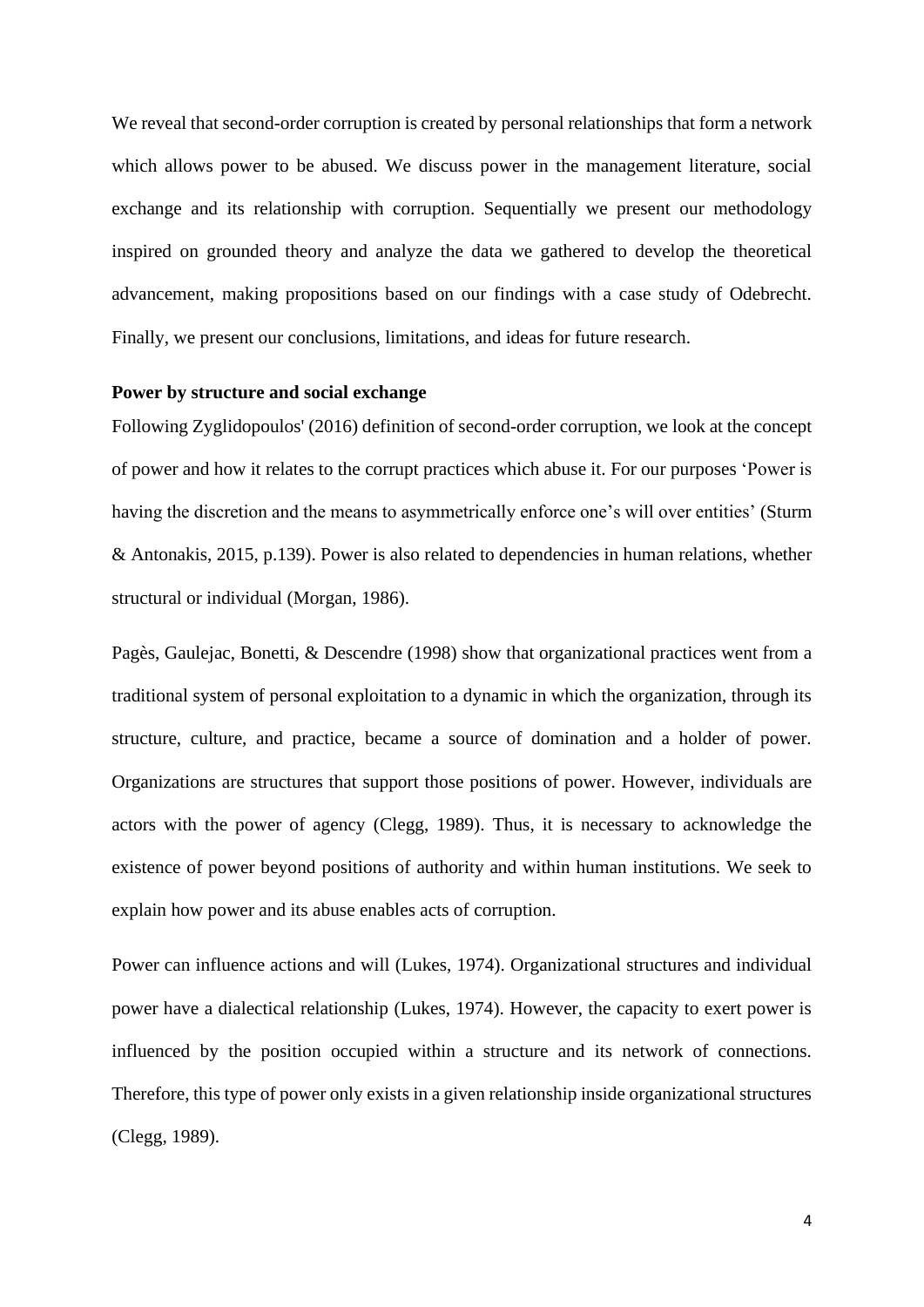We reveal that second-order corruption is created by personal relationships that form a network which allows power to be abused. We discuss power in the management literature, social exchange and its relationship with corruption. Sequentially we present our methodology inspired on grounded theory and analyze the data we gathered to develop the theoretical advancement, making propositions based on our findings with a case study of Odebrecht. Finally, we present our conclusions, limitations, and ideas for future research.

## Power by structure and social exchange

Following Zyglidopoulos' (2016) definition of second-order corruption, we look at the concept of power and how it relates to the corrupt practices which abuse it. For our purposes 'Power is having the discretion and the means to asymmetrically enforce one's will over entities' (Sturm & Antonakis, 2015, p.139). Power is also related to dependencies in human relations, whether structural or individual (Morgan, 1986).

Pagès, Gaulejac, Bonetti, & Descendre (1998) show that organizational practices went from a traditional system of personal exploitation to a dynamic in which the organization, through its structure, culture, and practice, became a source of domination and a holder of power. Organizations are structures that support those positions of power. However, individuals are actors with the power of agency (Clegg, 1989). Thus, it is necessary to acknowledge the existence of power beyond positions of authority and within human institutions. We seek to explain how power and its abuse enables acts of corruption.

Power can influence actions and will (Lukes, 1974). Organizational structures and individual power have a dialectical relationship (Lukes, 1974). However, the capacity to exert power is influenced by the position occupied within a structure and its network of connections. Therefore, this type of power only exists in a given relationship inside organizational structures (Clegg, 1989).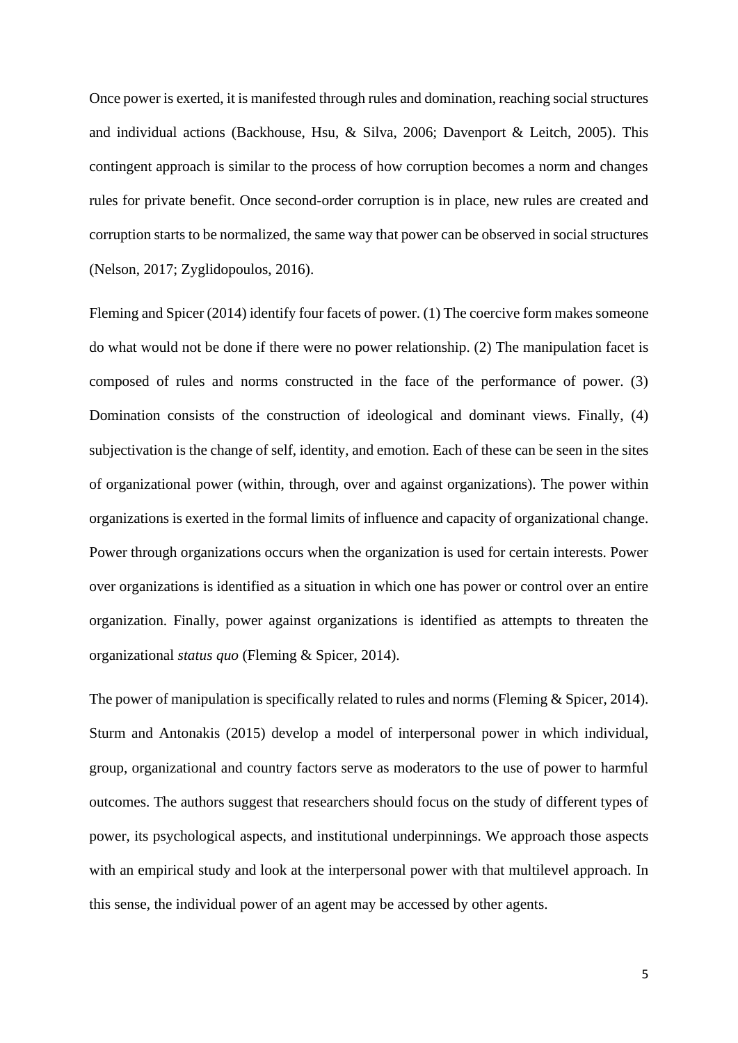Once power is exerted, it is manifested through rules and domination, reaching social structures and individual actions (Backhouse, Hsu, & Silva, 2006; Davenport & Leitch, 2005). This contingent approach is similar to the process of how corruption becomes a norm and changes rules for private benefit. Once second-order corruption is in place, new rules are created and corruption starts to be normalized, the same way that power can be observed in social structures (Nelson, 2017; Zyglidopoulos, 2016).

Fleming and Spicer (2014) identify four facets of power. (1) The coercive form makes someone do what would not be done if there were no power relationship. (2) The manipulation facet is composed of rules and norms constructed in the face of the performance of power. (3) Domination consists of the construction of ideological and dominant views. Finally, (4) subjectivation is the change of self, identity, and emotion. Each of these can be seen in the sites of organizational power (within, through, over and against organizations). The power within organizations is exerted in the formal limits of influence and capacity of organizational change. Power through organizations occurs when the organization is used for certain interests. Power over organizations is identified as a situation in which one has power or control over an entire organization. Finally, power against organizations is identified as attempts to threaten the organizational *status quo* (Fleming & Spicer, 2014).

The power of manipulation is specifically related to rules and norms (Fleming & Spicer, 2014). Sturm and Antonakis (2015) develop a model of interpersonal power in which individual, group, organizational and country factors serve as moderators to the use of power to harmful outcomes. The authors suggest that researchers should focus on the study of different types of power, its psychological aspects, and institutional underpinnings. We approach those aspects with an empirical study and look at the interpersonal power with that multilevel approach. In this sense, the individual power of an agent may be accessed by other agents.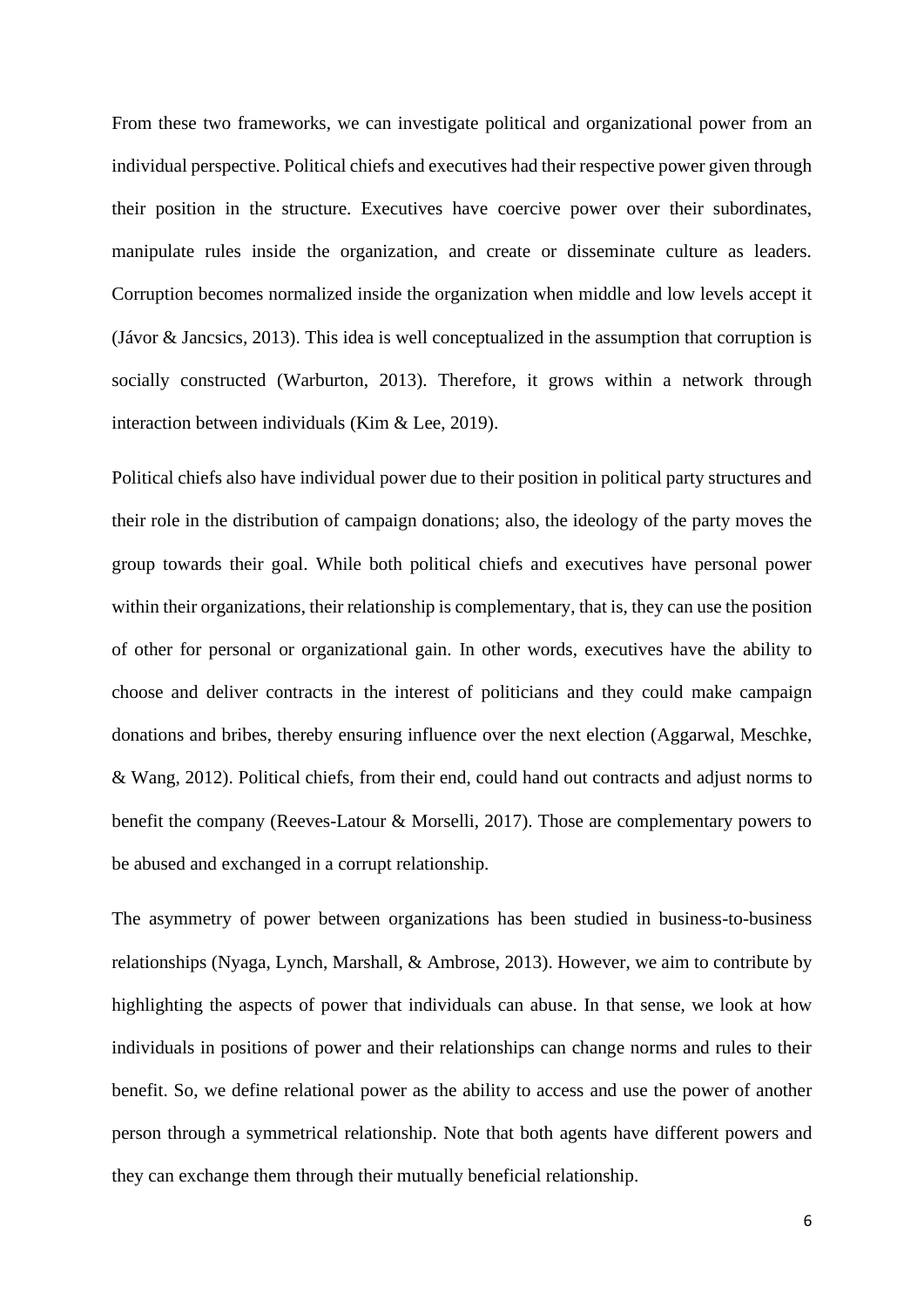From these two frameworks, we can investigate political and organizational power from an individual perspective. Political chiefs and executives had their respective power given through their position in the structure. Executives have coercive power over their subordinates, manipulate rules inside the organization, and create or disseminate culture as leaders. Corruption becomes normalized inside the organization when middle and low levels accept it (Jávor & Jancsics, 2013). This idea is well conceptualized in the assumption that corruption is socially constructed (Warburton, 2013). Therefore, it grows within a network through interaction between individuals (Kim & Lee, 2019).

Political chiefs also have individual power due to their position in political party structures and their role in the distribution of campaign donations; also, the ideology of the party moves the group towards their goal. While both political chiefs and executives have personal power within their organizations, their relationship is complementary, that is, they can use the position of other for personal or organizational gain. In other words, executives have the ability to choose and deliver contracts in the interest of politicians and they could make campaign donations and bribes, thereby ensuring influence over the next election (Aggarwal, Meschke, & Wang, 2012). Political chiefs, from their end, could hand out contracts and adjust norms to benefit the company (Reeves-Latour & Morselli, 2017). Those are complementary powers to be abused and exchanged in a corrupt relationship.

The asymmetry of power between organizations has been studied in business-to-business relationships (Nyaga, Lynch, Marshall, & Ambrose, 2013). However, we aim to contribute by highlighting the aspects of power that individuals can abuse. In that sense, we look at how individuals in positions of power and their relationships can change norms and rules to their benefit. So, we define relational power as the ability to access and use the power of another person through a symmetrical relationship. Note that both agents have different powers and they can exchange them through their mutually beneficial relationship.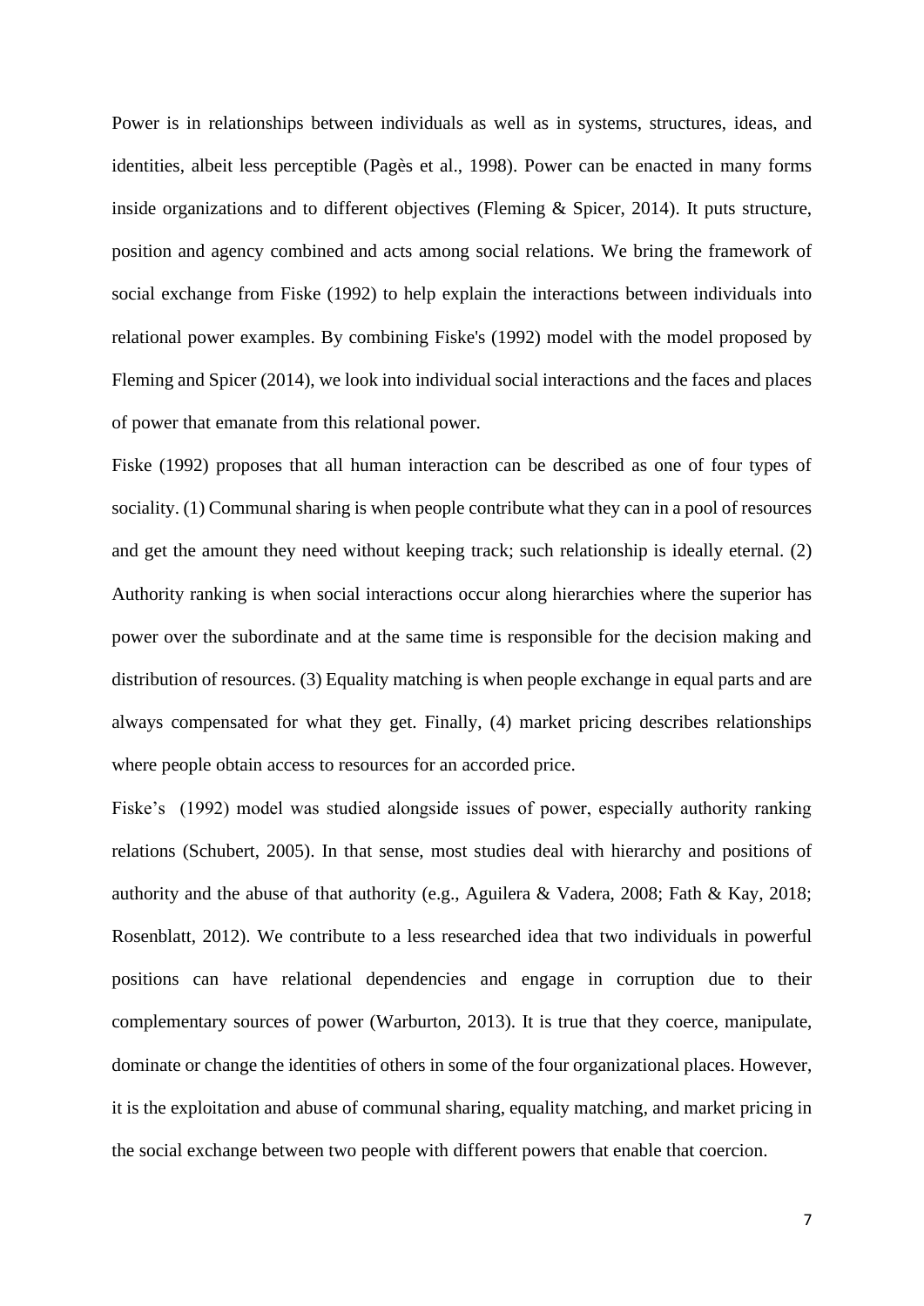Power is in relationships between individuals as well as in systems, structures, ideas, and identities, albeit less perceptible (Pagès et al., 1998). Power can be enacted in many forms inside organizations and to different objectives (Fleming & Spicer, 2014). It puts structure, position and agency combined and acts among social relations. We bring the framework of social exchange from Fiske (1992) to help explain the interactions between individuals into relational power examples. By combining Fiske's (1992) model with the model proposed by Fleming and Spicer (2014), we look into individual social interactions and the faces and places of power that emanate from this relational power.

Fiske (1992) proposes that all human interaction can be described as one of four types of sociality. (1) Communal sharing is when people contribute what they can in a pool of resources and get the amount they need without keeping track; such relationship is ideally eternal. (2) Authority ranking is when social interactions occur along hierarchies where the superior has power over the subordinate and at the same time is responsible for the decision making and distribution of resources. (3) Equality matching is when people exchange in equal parts and are always compensated for what they get. Finally, (4) market pricing describes relationships where people obtain access to resources for an accorded price.

Fiske's (1992) model was studied alongside issues of power, especially authority ranking relations (Schubert, 2005). In that sense, most studies deal with hierarchy and positions of authority and the abuse of that authority (e.g., Aguilera & Vadera, 2008; Fath & Kay, 2018; Rosenblatt, 2012). We contribute to a less researched idea that two individuals in powerful positions can have relational dependencies and engage in corruption due to their complementary sources of power (Warburton, 2013). It is true that they coerce, manipulate, dominate or change the identities of others in some of the four organizational places. However, it is the exploitation and abuse of communal sharing, equality matching, and market pricing in the social exchange between two people with different powers that enable that coercion.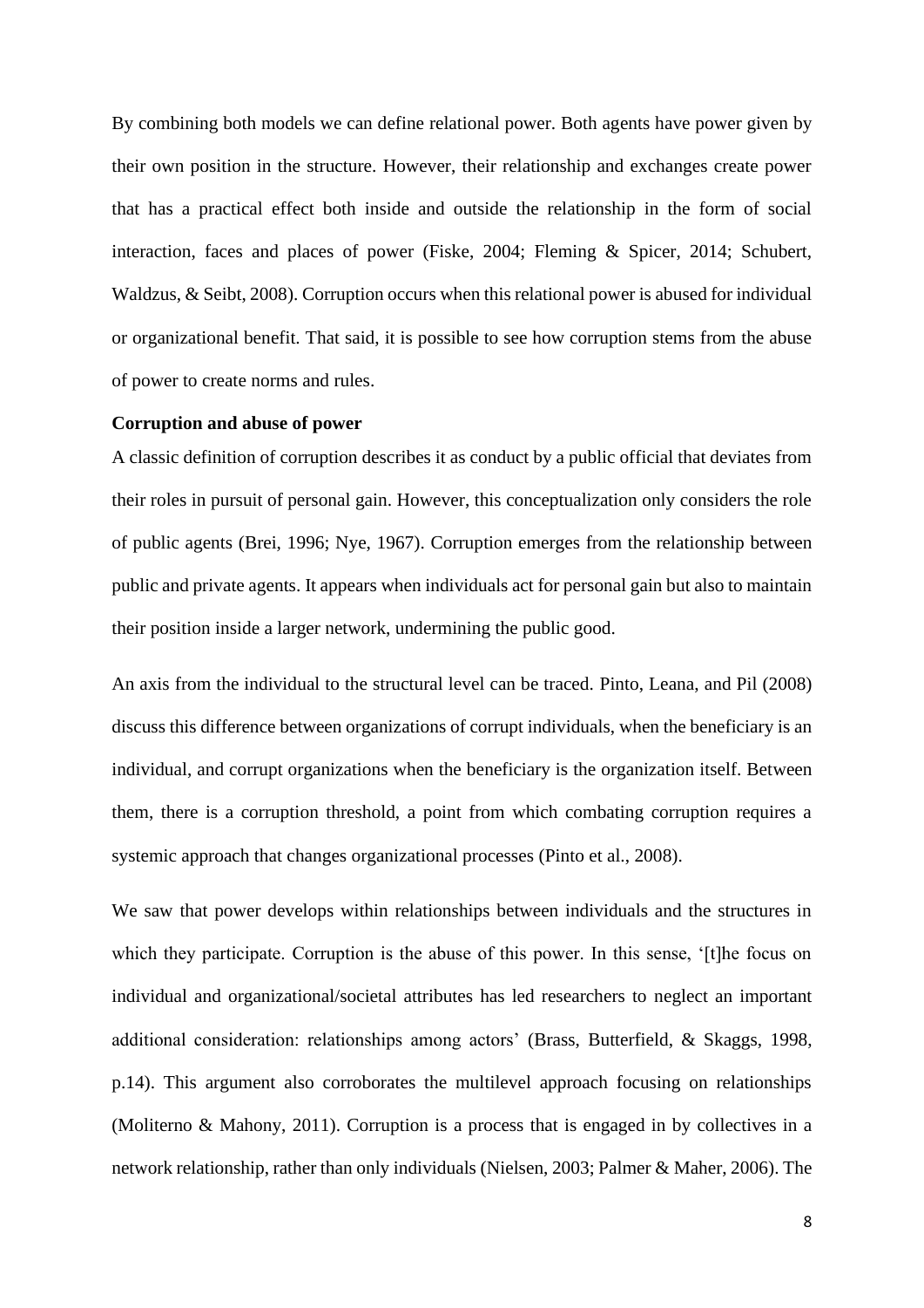By combining both models we can define relational power. Both agents have power given by their own position in the structure. However, their relationship and exchanges create power that has a practical effect both inside and outside the relationship in the form of social interaction, faces and places of power (Fiske, 2004; Fleming & Spicer, 2014; Schubert, Waldzus, & Seibt, 2008). Corruption occurs when this relational power is abused for individual or organizational benefit. That said, it is possible to see how corruption stems from the abuse of power to create norms and rules.

**Corruption and abuse of power**

A classic definition of corruption describes it as conduct by a public official that deviates from their roles in pursuit of personal gain. However, this conceptualization only considers the role of public agents (Brei, 1996; Nye, 1967). Corruption emerges from the relationship between public and private agents. It appears when individuals act for personal gain but also to maintain their position inside a larger network, undermining the public good.

An axis from the individual to the structural level can be traced. Pinto, Leana, and Pil (2008) discuss this difference between organizations of corrupt individuals, when the beneficiary is an individual, and corrupt organizations when the beneficiary is the organization itself. Between them, there is a corruption threshold, a point from which combating corruption requires a systemic approach that changes organizational processes (Pinto et al., 2008).

We saw that power develops within relationships between individuals and the structures in which they participate. Corruption is the abuse of this power. In this sense, '[t]he focus on individual and organizational/societal attributes has led researchers to neglect an important additional consideration: relationships among actors' (Brass, Butterfield, & Skaggs, 1998, p.14). This argument also corroborates the multilevel approach focusing on relationships (Moliterno & Mahony, 2011). Corruption is a process that is engaged in by collectives in a network relationship, rather than only individuals (Nielsen, 2003; Palmer & Maher, 2006). The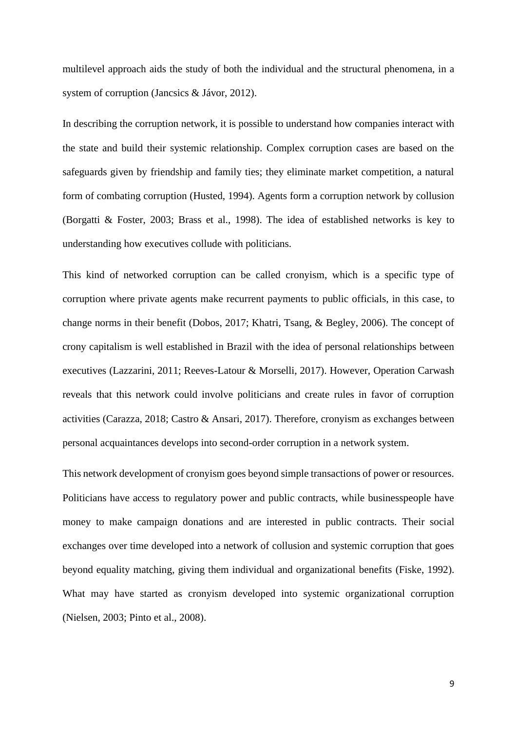multilevel approach aids the study of both the individual and the structural phenomena, in a system of corruption (Jancsics & Jávor, 2012).

In describing the corruption network, it is possible to understand how companies interact with the state and build their systemic relationship. Complex corruption cases are based on the safeguards given by friendship and family ties; they eliminate market competition, a natural form of combating corruption (Husted, 1994). Agents form a corruption network by collusion (Borgatti & Foster, 2003; Brass et al., 1998). The idea of established networks is key to understanding how executives collude with politicians.

This kind of networked corruption can be called cronyism, which is a specific type of corruption where private agents make recurrent payments to public officials, in this case, to change norms in their benefit (Dobos, 2017; Khatri, Tsang, & Begley, 2006). The concept of crony capitalism is well established in Brazil with the idea of personal relationships between executives (Lazzarini, 2011; Reeves-Latour & Morselli, 2017). However, Operation Carwash reveals that this network could involve politicians and create rules in favor of corruption activities (Carazza, 2018; Castro & Ansari, 2017). Therefore, cronyism as exchanges between personal acquaintances develops into second-order corruption in a network system.

This network development of cronyism goes beyond simple transactions of power or resources. Politicians have access to regulatory power and public contracts, while businesspeople have money to make campaign donations and are interested in public contracts. Their social exchanges over time developed into a network of collusion and systemic corruption that goes beyond equality matching, giving them individual and organizational benefits (Fiske, 1992). What may have started as cronyism developed into systemic organizational corruption (Nielsen, 2003; Pinto et al., 2008).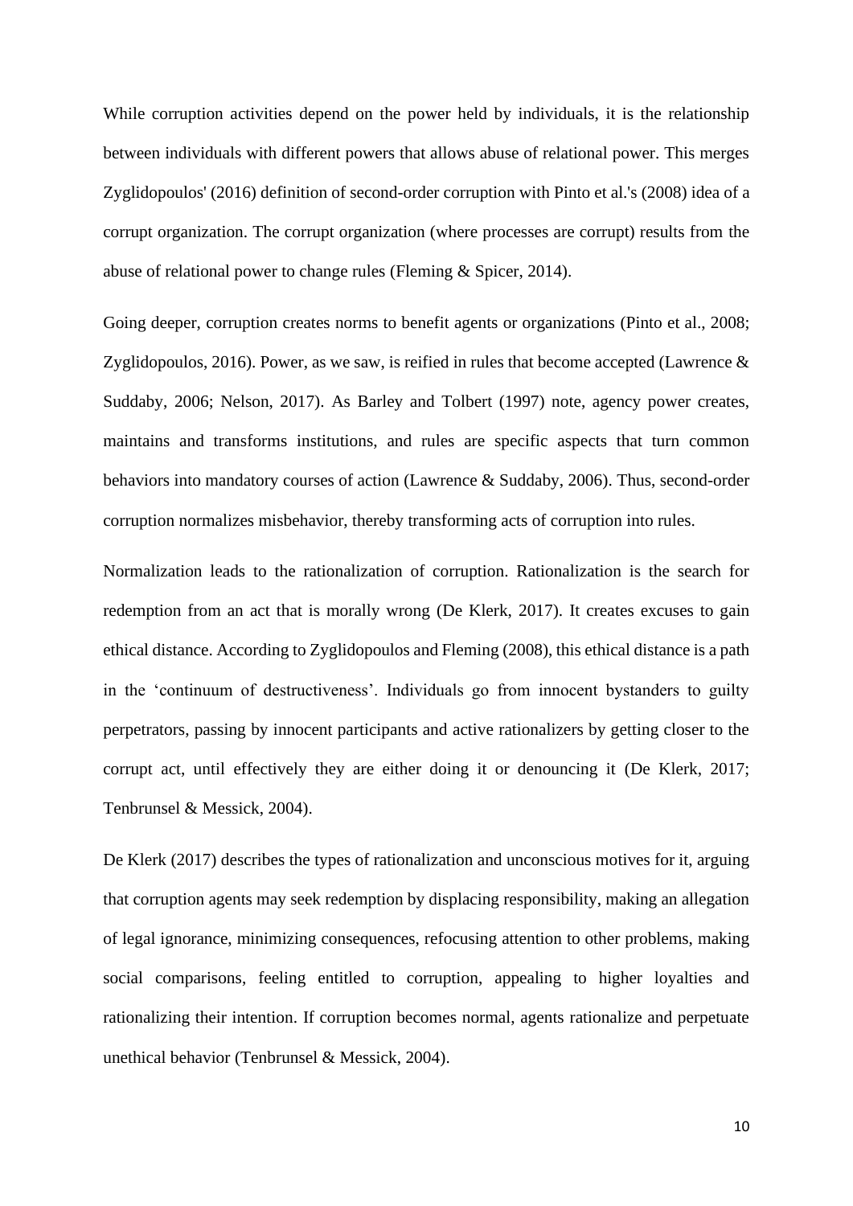While corruption activities depend on the power held by individuals, it is the relationship between individuals with different powers that allows abuse of relational power. This merges Zyglidopoulos' (2016) definition of second-order corruption with Pinto et al.'s (2008) idea of a corrupt organization. The corrupt organization (where processes are corrupt) results from the abuse of relational power to change rules (Fleming & Spicer, 2014).

Going deeper, corruption creates norms to benefit agents or organizations (Pinto et al., 2008; Zyglidopoulos, 2016). Power, as we saw, is reified in rules that become accepted (Lawrence & Suddaby, 2006; Nelson, 2017). As Barley and Tolbert (1997) note, agency power creates, maintains and transforms institutions, and rules are specific aspects that turn common behaviors into mandatory courses of action (Lawrence & Suddaby, 2006). Thus, second-order corruption normalizes misbehavior, thereby transforming acts of corruption into rules.

Normalization leads to the rationalization of corruption. Rationalization is the search for redemption from an act that is morally wrong (De Klerk, 2017). It creates excuses to gain ethical distance. According to Zyglidopoulos and Fleming (2008), this ethical distance is a path in the 'continuum of destructiveness'. Individuals go from innocent bystanders to guilty perpetrators, passing by innocent participants and active rationalizers by getting closer to the corrupt act, until effectively they are either doing it or denouncing it (De Klerk, 2017; Tenbrunsel & Messick, 2004).

De Klerk (2017) describes the types of rationalization and unconscious motives for it, arguing that corruption agents may seek redemption by displacing responsibility, making an allegation of legal ignorance, minimizing consequences, refocusing attention to other problems, making social comparisons, feeling entitled to corruption, appealing to higher loyalties and rationalizing their intention. If corruption becomes normal, agents rationalize and perpetuate unethical behavior (Tenbrunsel & Messick, 2004).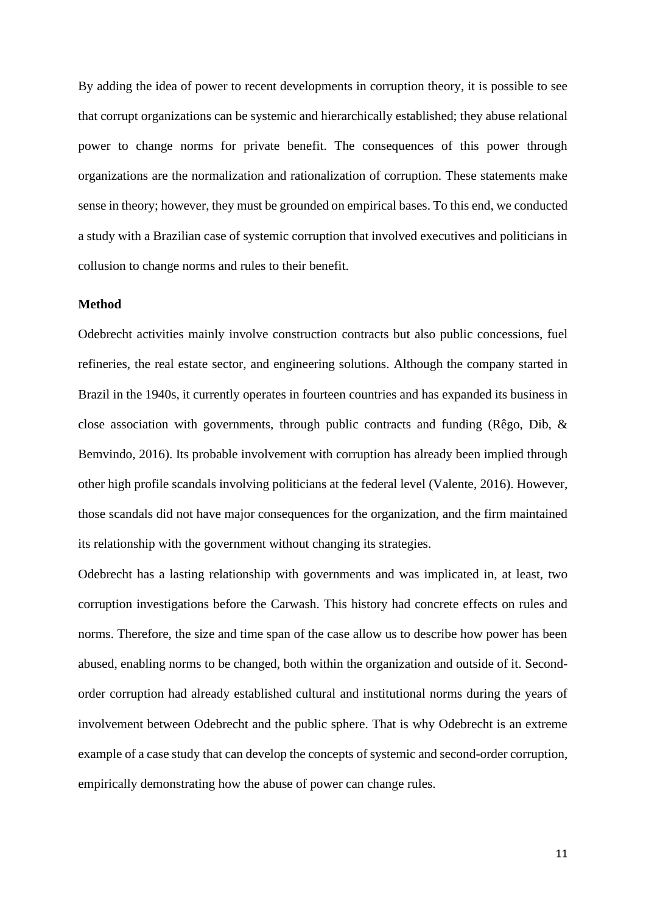By adding the idea of power to recent developments in corruption theory, it is possible to see that corrupt organizations can be systemic and hierarchically established; they abuse relational power to change norms for private benefit. The consequences of this power through organizations are the normalization and rationalization of corruption. These statements make sense in theory; however, they must be grounded on empirical bases. To this end, we conducted a study with a Brazilian case of systemic corruption that involved executives and politicians in collusion to change norms and rules to their benefit.

**Method**

Odebrecht activities mainly involve construction contracts but also public concessions, fuel refineries, the real estate sector, and engineering solutions. Although the company started in Brazil in the 1940s, it currently operates in fourteen countries and has expanded its business in close association with governments, through public contracts and funding (Rêgo, Dib, & Bemvindo, 2016). Its probable involvement with corruption has already been implied through other high profile scandals involving politicians at the federal level (Valente, 2016). However, those scandals did not have major consequences for the organization, and the firm maintained its relationship with the government without changing its strategies.

Odebrecht has a lasting relationship with governments and was implicated in, at least, two corruption investigations before the Carwash. This history had concrete effects on rules and norms. Therefore, the size and time span of the case allow us to describe how power has been abused, enabling norms to be changed, both within the organization and outside of it. Second-order corruption had already established cultural and institutional norms during the years of involvement between Odebrecht and the public sphere. That is why Odebrecht is an extreme example of a case study that can develop the concepts of systemic and second-order corruption, empirically demonstrating how the abuse of power can change rules.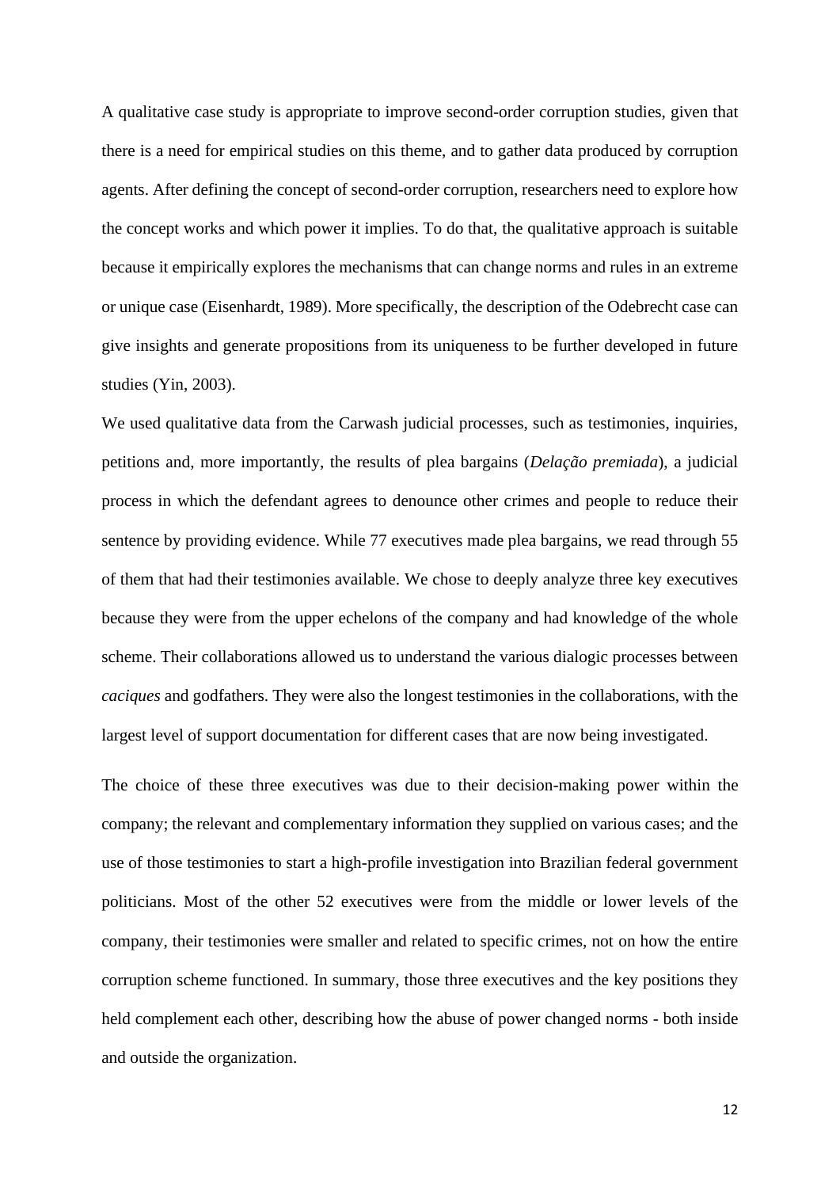A qualitative case study is appropriate to improve second-order corruption studies, given that there is a need for empirical studies on this theme, and to gather data produced by corruption agents. After defining the concept of second-order corruption, researchers need to explore how the concept works and which power it implies. To do that, the qualitative approach is suitable because it empirically explores the mechanisms that can change norms and rules in an extreme or unique case (Eisenhardt, 1989). More specifically, the description of the Odebrecht case can give insights and generate propositions from its uniqueness to be further developed in future studies (Yin, 2003).

We used qualitative data from the Carwash judicial processes, such as testimonies, inquiries, petitions and, more importantly, the results of plea bargains (*Delação premiada*), a judicial process in which the defendant agrees to denounce other crimes and people to reduce their sentence by providing evidence. While 77 executives made plea bargains, we read through 55 of them that had their testimonies available. We chose to deeply analyze three key executives because they were from the upper echelons of the company and had knowledge of the whole scheme. Their collaborations allowed us to understand the various dialogic processes between *caciques* and godfathers. They were also the longest testimonies in the collaborations, with the largest level of support documentation for different cases that are now being investigated.

The choice of these three executives was due to their decision-making power within the company; the relevant and complementary information they supplied on various cases; and the use of those testimonies to start a high-profile investigation into Brazilian federal government politicians. Most of the other 52 executives were from the middle or lower levels of the company, their testimonies were smaller and related to specific crimes, not on how the entire corruption scheme functioned. In summary, those three executives and the key positions they held complement each other, describing how the abuse of power changed norms - both inside and outside the organization.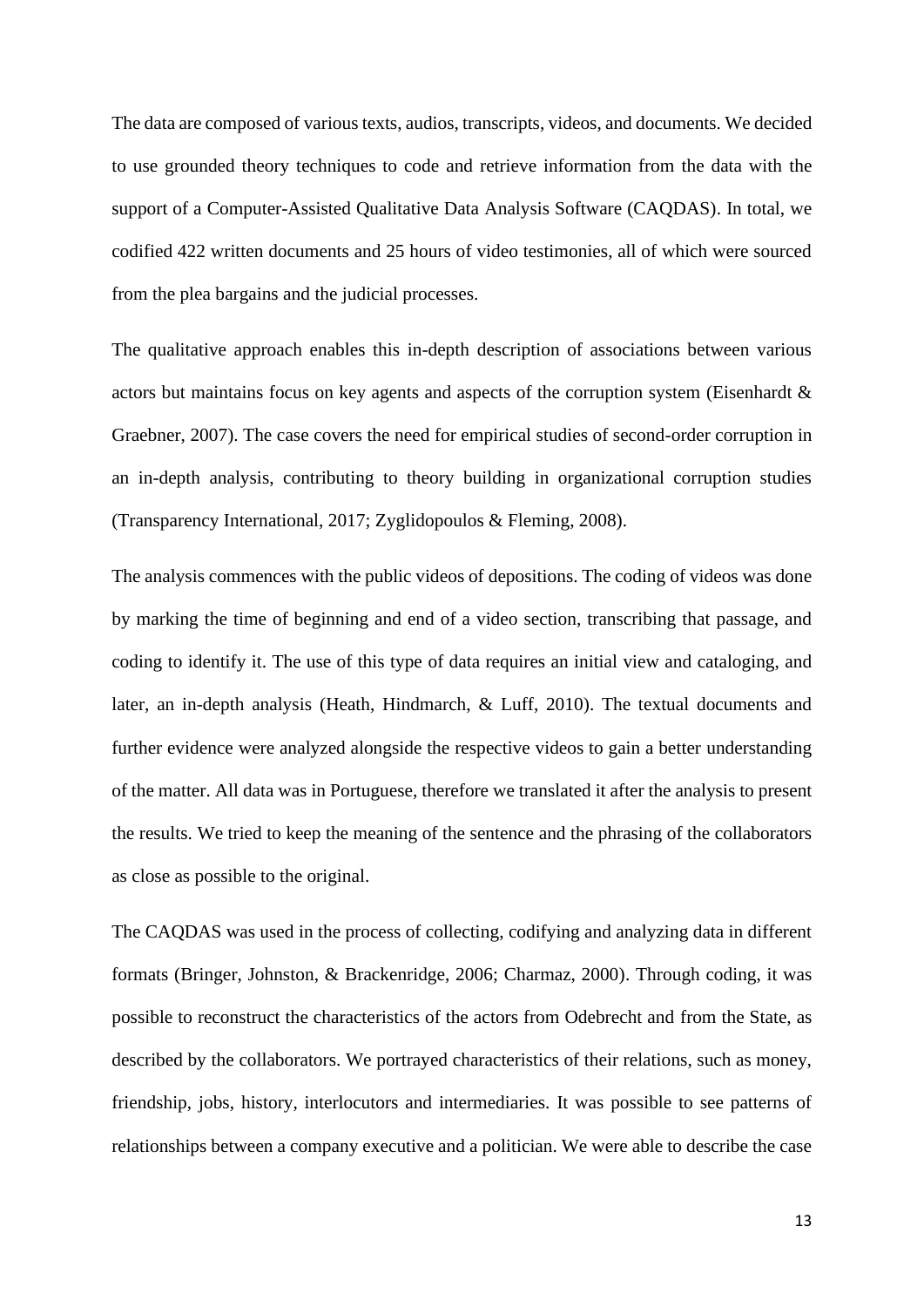The data are composed of various texts, audios, transcripts, videos, and documents. We decided to use grounded theory techniques to code and retrieve information from the data with the support of a Computer-Assisted Qualitative Data Analysis Software (CAQDAS). In total, we codified 422 written documents and 25 hours of video testimonies, all of which were sourced from the plea bargains and the judicial processes.

The qualitative approach enables this in-depth description of associations between various actors but maintains focus on key agents and aspects of the corruption system (Eisenhardt & Graebner, 2007). The case covers the need for empirical studies of second-order corruption in an in-depth analysis, contributing to theory building in organizational corruption studies (Transparency International, 2017; Zyglidopoulos & Fleming, 2008).

The analysis commences with the public videos of depositions. The coding of videos was done by marking the time of beginning and end of a video section, transcribing that passage, and coding to identify it. The use of this type of data requires an initial view and cataloging, and later, an in-depth analysis (Heath, Hindmarch, & Luff, 2010). The textual documents and further evidence were analyzed alongside the respective videos to gain a better understanding of the matter. All data was in Portuguese, therefore we translated it after the analysis to present the results. We tried to keep the meaning of the sentence and the phrasing of the collaborators as close as possible to the original.

The CAQDAS was used in the process of collecting, codifying and analyzing data in different formats (Bringer, Johnston, & Brackenridge, 2006; Charmaz, 2000). Through coding, it was possible to reconstruct the characteristics of the actors from Odebrecht and from the State, as described by the collaborators. We portrayed characteristics of their relations, such as money, friendship, jobs, history, interlocutors and intermediaries. It was possible to see patterns of relationships between a company executive and a politician. We were able to describe the case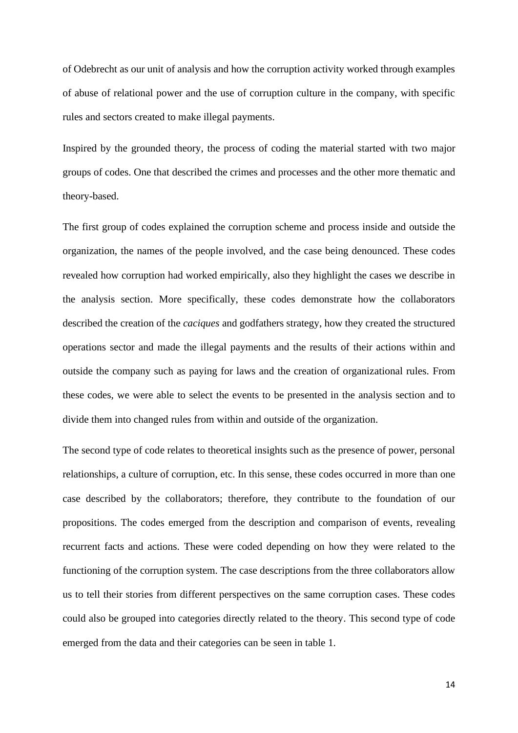of Odebrecht as our unit of analysis and how the corruption activity worked through examples of abuse of relational power and the use of corruption culture in the company, with specific rules and sectors created to make illegal payments.

Inspired by the grounded theory, the process of coding the material started with two major groups of codes. One that described the crimes and processes and the other more thematic and theory-based.

The first group of codes explained the corruption scheme and process inside and outside the organization, the names of the people involved, and the case being denounced. These codes revealed how corruption had worked empirically, also they highlight the cases we describe in the analysis section. More specifically, these codes demonstrate how the collaborators described the creation of the *caciques* and godfathers strategy, how they created the structured operations sector and made the illegal payments and the results of their actions within and outside the company such as paying for laws and the creation of organizational rules. From these codes, we were able to select the events to be presented in the analysis section and to divide them into changed rules from within and outside of the organization.

The second type of code relates to theoretical insights such as the presence of power, personal relationships, a culture of corruption, etc. In this sense, these codes occurred in more than one case described by the collaborators; therefore, they contribute to the foundation of our propositions. The codes emerged from the description and comparison of events, revealing recurrent facts and actions. These were coded depending on how they were related to the functioning of the corruption system. The case descriptions from the three collaborators allow us to tell their stories from different perspectives on the same corruption cases. These codes could also be grouped into categories directly related to the theory. This second type of code emerged from the data and their categories can be seen in table 1.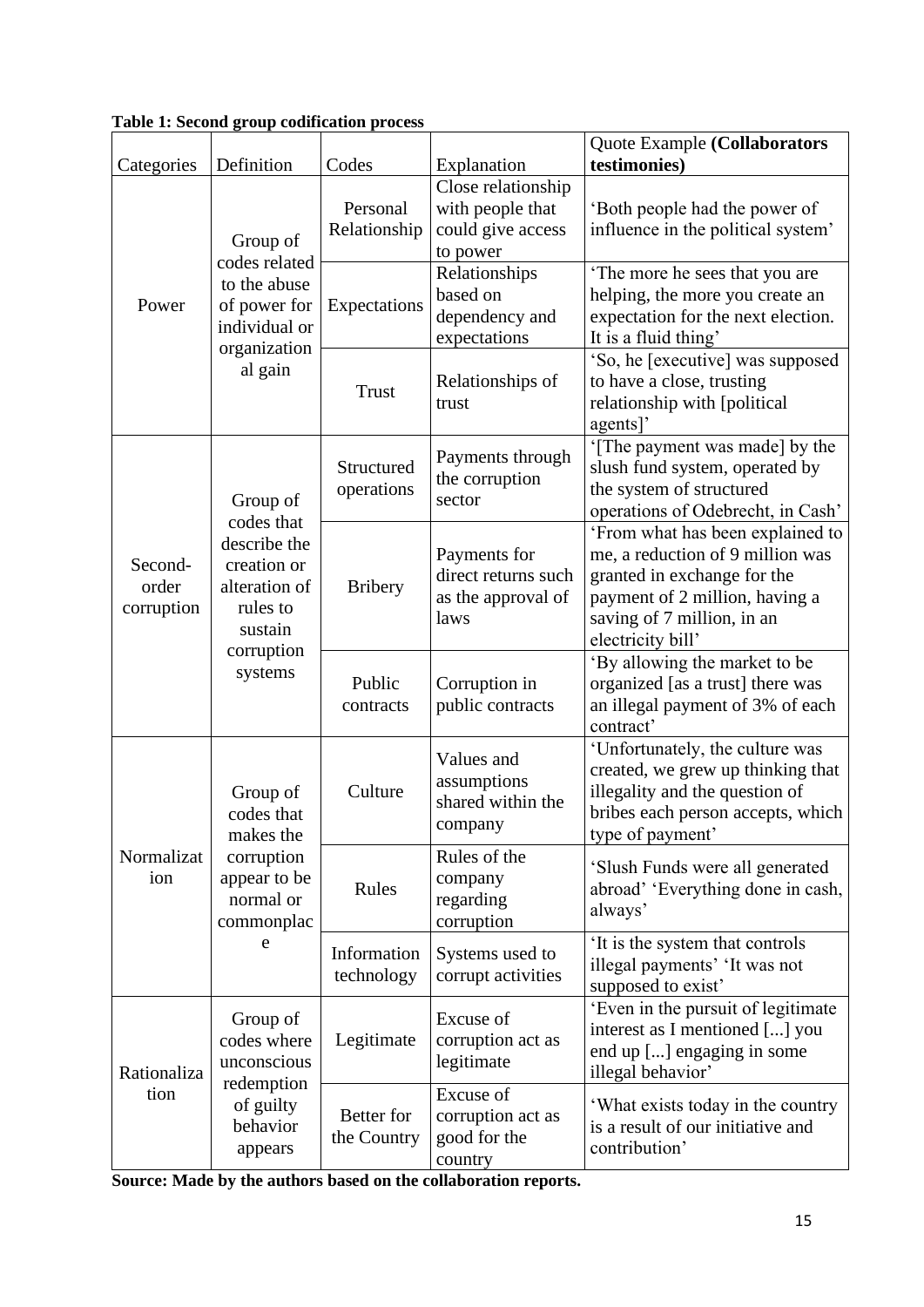**Table 1: Second group codification process**

| Categories | Definition | Codes | Explanation | Quote Example **(Collaborators testimonies)** |
|---|---|---|---|---|
| Power | Group of codes related to the abuse of power for individual or organizational gain | Personal Relationship | Close relationship with people that could give access to power | 'Both people had the power of influence in the political system' |
| | | Expectations | Relationships based on dependency and expectations | 'The more he sees that you are helping, the more you create an expectation for the next election. It is a fluid thing' |
| | | Trust | Relationships of trust | 'So, he [executive] was supposed to have a close, trusting relationship with [political agents]' |
| Second-order corruption | Group of codes that describe the creation or alteration of rules to sustain corruption systems | Structured operations | Payments through the corruption sector | '[The payment was made] by the slush fund system, operated by the system of structured operations of Odebrecht, in Cash' |
| | | Bribery | Payments for direct returns such as the approval of laws | 'From what has been explained to me, a reduction of 9 million was granted in exchange for the payment of 2 million, having a saving of 7 million, in an electricity bill' |
| | | Public contracts | Corruption in public contracts | 'By allowing the market to be organized [as a trust] there was an illegal payment of 3% of each contract' |
| Normalization | Group of codes that makes the corruption appear to be normal or commonplace | Culture | Values and assumptions shared within the company | 'Unfortunately, the culture was created, we grew up thinking that illegality and the question of bribes each person accepts, which type of payment' |
| | | Rules | Rules of the company regarding corruption | 'Slush Funds were all generated abroad' 'Everything done in cash, always' |
| | | Information technology | Systems used to corrupt activities | 'It is the system that controls illegal payments' 'It was not supposed to exist' |
| Rationalization | Group of codes where unconscious redemption of guilty behavior appears | Legitimate | Excuse of corruption act as legitimate | 'Even in the pursuit of legitimate interest as I mentioned [...] you end up [...] engaging in some illegal behavior' |
| | | Better for the Country | Excuse of corruption act as good for the country | 'What exists today in the country is a result of our initiative and contribution' |

**Source: Made by the authors based on the collaboration reports.**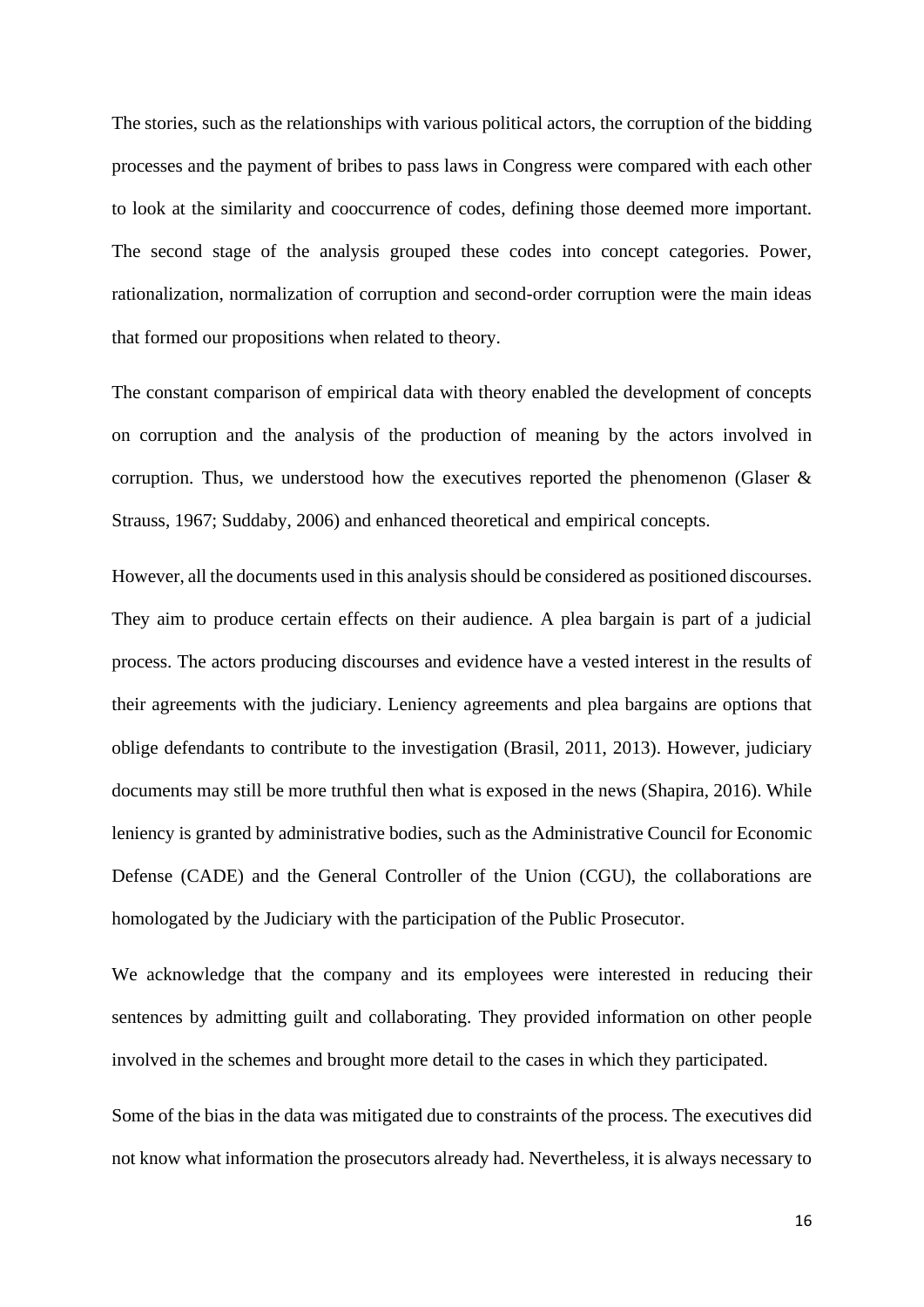The stories, such as the relationships with various political actors, the corruption of the bidding processes and the payment of bribes to pass laws in Congress were compared with each other to look at the similarity and cooccurrence of codes, defining those deemed more important. The second stage of the analysis grouped these codes into concept categories. Power, rationalization, normalization of corruption and second-order corruption were the main ideas that formed our propositions when related to theory.

The constant comparison of empirical data with theory enabled the development of concepts on corruption and the analysis of the production of meaning by the actors involved in corruption. Thus, we understood how the executives reported the phenomenon (Glaser & Strauss, 1967; Suddaby, 2006) and enhanced theoretical and empirical concepts.

However, all the documents used in this analysis should be considered as positioned discourses. They aim to produce certain effects on their audience. A plea bargain is part of a judicial process. The actors producing discourses and evidence have a vested interest in the results of their agreements with the judiciary. Leniency agreements and plea bargains are options that oblige defendants to contribute to the investigation (Brasil, 2011, 2013). However, judiciary documents may still be more truthful then what is exposed in the news (Shapira, 2016). While leniency is granted by administrative bodies, such as the Administrative Council for Economic Defense (CADE) and the General Controller of the Union (CGU), the collaborations are homologated by the Judiciary with the participation of the Public Prosecutor.

We acknowledge that the company and its employees were interested in reducing their sentences by admitting guilt and collaborating. They provided information on other people involved in the schemes and brought more detail to the cases in which they participated.

Some of the bias in the data was mitigated due to constraints of the process. The executives did not know what information the prosecutors already had. Nevertheless, it is always necessary to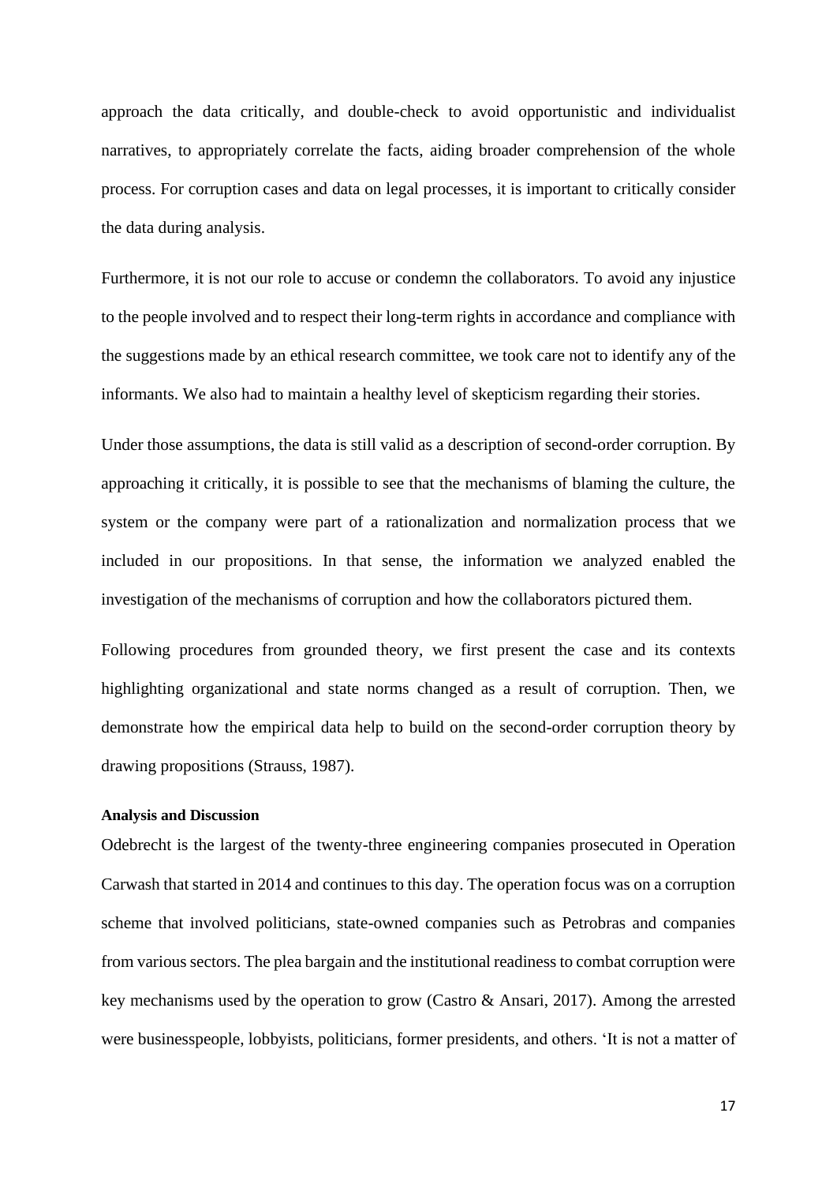approach the data critically, and double-check to avoid opportunistic and individualist narratives, to appropriately correlate the facts, aiding broader comprehension of the whole process. For corruption cases and data on legal processes, it is important to critically consider the data during analysis.

Furthermore, it is not our role to accuse or condemn the collaborators. To avoid any injustice to the people involved and to respect their long-term rights in accordance and compliance with the suggestions made by an ethical research committee, we took care not to identify any of the informants. We also had to maintain a healthy level of skepticism regarding their stories.

Under those assumptions, the data is still valid as a description of second-order corruption. By approaching it critically, it is possible to see that the mechanisms of blaming the culture, the system or the company were part of a rationalization and normalization process that we included in our propositions. In that sense, the information we analyzed enabled the investigation of the mechanisms of corruption and how the collaborators pictured them.

Following procedures from grounded theory, we first present the case and its contexts highlighting organizational and state norms changed as a result of corruption. Then, we demonstrate how the empirical data help to build on the second-order corruption theory by drawing propositions (Strauss, 1987).

**Analysis and Discussion**

Odebrecht is the largest of the twenty-three engineering companies prosecuted in Operation Carwash that started in 2014 and continues to this day. The operation focus was on a corruption scheme that involved politicians, state-owned companies such as Petrobras and companies from various sectors. The plea bargain and the institutional readiness to combat corruption were key mechanisms used by the operation to grow (Castro & Ansari, 2017). Among the arrested were businesspeople, lobbyists, politicians, former presidents, and others. 'It is not a matter of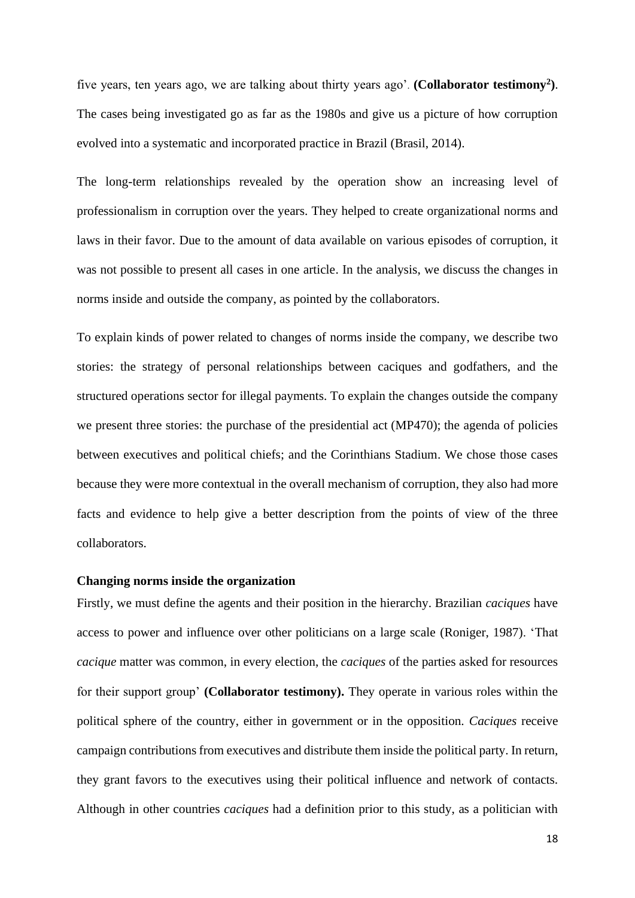five years, ten years ago, we are talking about thirty years ago'. **(Collaborator testimony[2])**. The cases being investigated go as far as the 1980s and give us a picture of how corruption evolved into a systematic and incorporated practice in Brazil (Brasil, 2014).

The long-term relationships revealed by the operation show an increasing level of professionalism in corruption over the years. They helped to create organizational norms and laws in their favor. Due to the amount of data available on various episodes of corruption, it was not possible to present all cases in one article. In the analysis, we discuss the changes in norms inside and outside the company, as pointed by the collaborators.

To explain kinds of power related to changes of norms inside the company, we describe two stories: the strategy of personal relationships between caciques and godfathers, and the structured operations sector for illegal payments. To explain the changes outside the company we present three stories: the purchase of the presidential act (MP470); the agenda of policies between executives and political chiefs; and the Corinthians Stadium. We chose those cases because they were more contextual in the overall mechanism of corruption, they also had more facts and evidence to help give a better description from the points of view of the three collaborators.

**Changing norms inside the organization**

Firstly, we must define the agents and their position in the hierarchy. Brazilian *caciques* have access to power and influence over other politicians on a large scale (Roniger, 1987). 'That *cacique* matter was common, in every election, the *caciques* of the parties asked for resources for their support group' **(Collaborator testimony).** They operate in various roles within the political sphere of the country, either in government or in the opposition. *Caciques* receive campaign contributions from executives and distribute them inside the political party. In return, they grant favors to the executives using their political influence and network of contacts. Although in other countries *caciques* had a definition prior to this study, as a politician with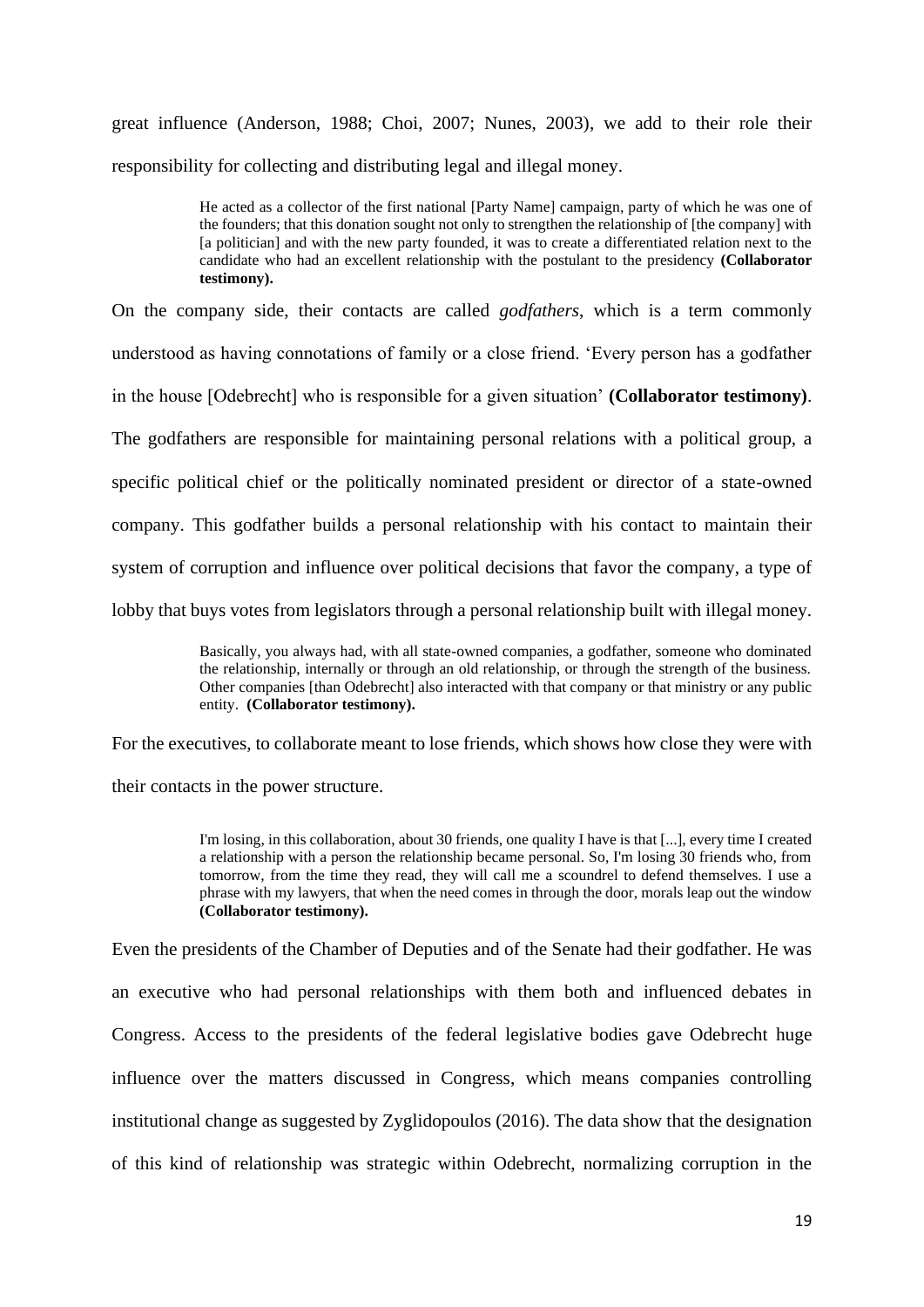great influence (Anderson, 1988; Choi, 2007; Nunes, 2003), we add to their role their responsibility for collecting and distributing legal and illegal money.

> He acted as a collector of the first national [Party Name] campaign, party of which he was one of the founders; that this donation sought not only to strengthen the relationship of [the company] with [a politician] and with the new party founded, it was to create a differentiated relation next to the candidate who had an excellent relationship with the postulant to the presidency **(Collaborator testimony).**

On the company side, their contacts are called *godfathers*, which is a term commonly understood as having connotations of family or a close friend. 'Every person has a godfather in the house [Odebrecht] who is responsible for a given situation' **(Collaborator testimony)**. The godfathers are responsible for maintaining personal relations with a political group, a specific political chief or the politically nominated president or director of a state-owned company. This godfather builds a personal relationship with his contact to maintain their system of corruption and influence over political decisions that favor the company, a type of lobby that buys votes from legislators through a personal relationship built with illegal money.

> Basically, you always had, with all state-owned companies, a godfather, someone who dominated the relationship, internally or through an old relationship, or through the strength of the business. Other companies [than Odebrecht] also interacted with that company or that ministry or any public entity. **(Collaborator testimony).**

For the executives, to collaborate meant to lose friends, which shows how close they were with their contacts in the power structure.

> I'm losing, in this collaboration, about 30 friends, one quality I have is that [...], every time I created a relationship with a person the relationship became personal. So, I'm losing 30 friends who, from tomorrow, from the time they read, they will call me a scoundrel to defend themselves. I use a phrase with my lawyers, that when the need comes in through the door, morals leap out the window **(Collaborator testimony).**

Even the presidents of the Chamber of Deputies and of the Senate had their godfather. He was an executive who had personal relationships with them both and influenced debates in Congress. Access to the presidents of the federal legislative bodies gave Odebrecht huge influence over the matters discussed in Congress, which means companies controlling institutional change as suggested by Zyglidopoulos (2016). The data show that the designation of this kind of relationship was strategic within Odebrecht, normalizing corruption in the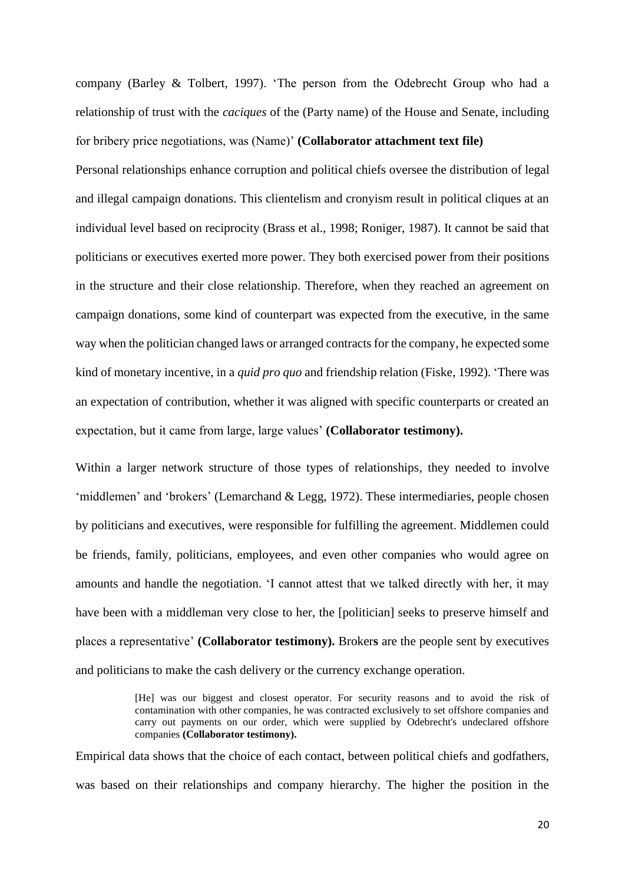company (Barley & Tolbert, 1997). 'The person from the Odebrecht Group who had a relationship of trust with the *caciques* of the (Party name) of the House and Senate, including for bribery price negotiations, was (Name)' **(Collaborator attachment text file)**

Personal relationships enhance corruption and political chiefs oversee the distribution of legal and illegal campaign donations. This clientelism and cronyism result in political cliques at an individual level based on reciprocity (Brass et al., 1998; Roniger, 1987). It cannot be said that politicians or executives exerted more power. They both exercised power from their positions in the structure and their close relationship. Therefore, when they reached an agreement on campaign donations, some kind of counterpart was expected from the executive, in the same way when the politician changed laws or arranged contracts for the company, he expected some kind of monetary incentive, in a *quid pro quo* and friendship relation (Fiske, 1992). 'There was an expectation of contribution, whether it was aligned with specific counterparts or created an expectation, but it came from large, large values' **(Collaborator testimony).**

Within a larger network structure of those types of relationships, they needed to involve 'middlemen' and 'brokers' (Lemarchand & Legg, 1972). These intermediaries, people chosen by politicians and executives, were responsible for fulfilling the agreement. Middlemen could be friends, family, politicians, employees, and even other companies who would agree on amounts and handle the negotiation. 'I cannot attest that we talked directly with her, it may have been with a middleman very close to her, the [politician] seeks to preserve himself and places a representative' **(Collaborator testimony).** Brokers are the people sent by executives and politicians to make the cash delivery or the currency exchange operation.

> [He] was our biggest and closest operator. For security reasons and to avoid the risk of contamination with other companies, he was contracted exclusively to set offshore companies and carry out payments on our order, which were supplied by Odebrecht's undeclared offshore companies **(Collaborator testimony).**

Empirical data shows that the choice of each contact, between political chiefs and godfathers, was based on their relationships and company hierarchy. The higher the position in the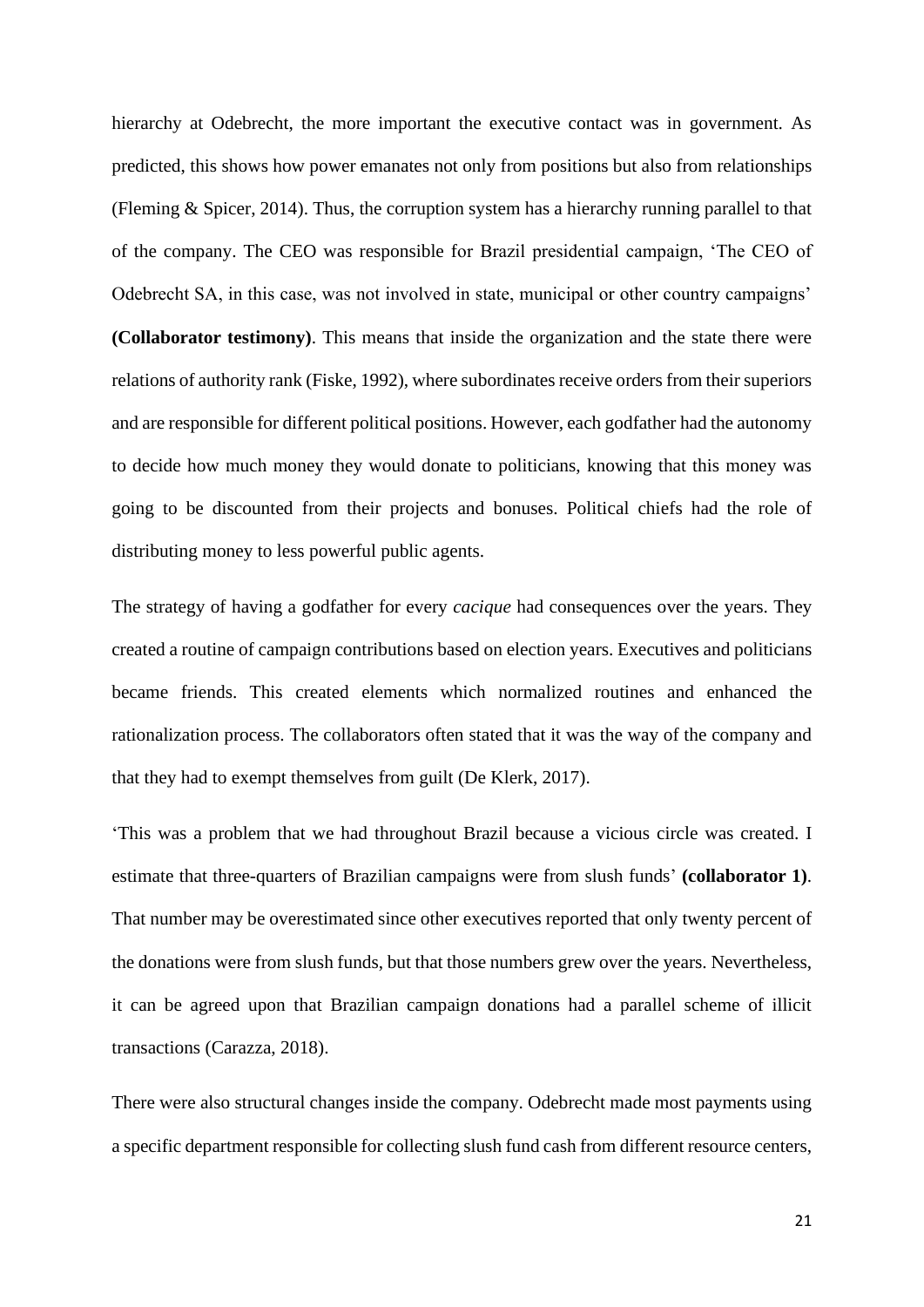hierarchy at Odebrecht, the more important the executive contact was in government. As predicted, this shows how power emanates not only from positions but also from relationships (Fleming & Spicer, 2014). Thus, the corruption system has a hierarchy running parallel to that of the company. The CEO was responsible for Brazil presidential campaign, 'The CEO of Odebrecht SA, in this case, was not involved in state, municipal or other country campaigns' **(Collaborator testimony)**. This means that inside the organization and the state there were relations of authority rank (Fiske, 1992), where subordinates receive orders from their superiors and are responsible for different political positions. However, each godfather had the autonomy to decide how much money they would donate to politicians, knowing that this money was going to be discounted from their projects and bonuses. Political chiefs had the role of distributing money to less powerful public agents.

The strategy of having a godfather for every *cacique* had consequences over the years. They created a routine of campaign contributions based on election years. Executives and politicians became friends. This created elements which normalized routines and enhanced the rationalization process. The collaborators often stated that it was the way of the company and that they had to exempt themselves from guilt (De Klerk, 2017).

'This was a problem that we had throughout Brazil because a vicious circle was created. I estimate that three-quarters of Brazilian campaigns were from slush funds' **(collaborator 1)**. That number may be overestimated since other executives reported that only twenty percent of the donations were from slush funds, but that those numbers grew over the years. Nevertheless, it can be agreed upon that Brazilian campaign donations had a parallel scheme of illicit transactions (Carazza, 2018).

There were also structural changes inside the company. Odebrecht made most payments using a specific department responsible for collecting slush fund cash from different resource centers,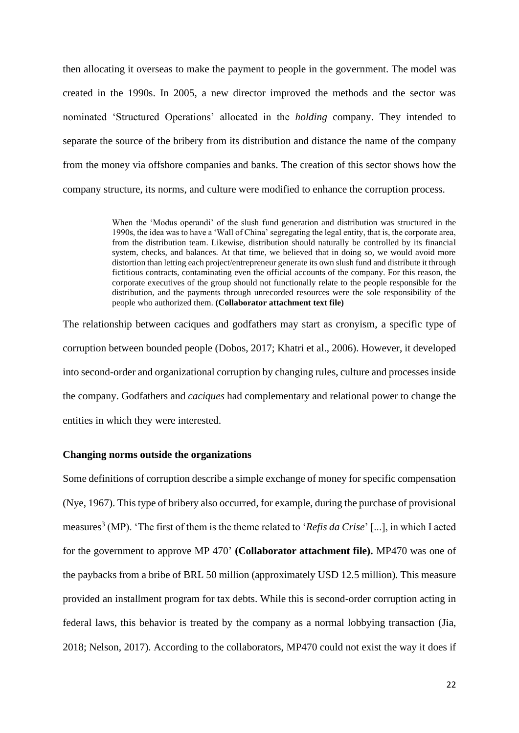then allocating it overseas to make the payment to people in the government. The model was created in the 1990s. In 2005, a new director improved the methods and the sector was nominated 'Structured Operations' allocated in the *holding* company. They intended to separate the source of the bribery from its distribution and distance the name of the company from the money via offshore companies and banks. The creation of this sector shows how the company structure, its norms, and culture were modified to enhance the corruption process.

> When the 'Modus operandi' of the slush fund generation and distribution was structured in the 1990s, the idea was to have a 'Wall of China' segregating the legal entity, that is, the corporate area, from the distribution team. Likewise, distribution should naturally be controlled by its financial system, checks, and balances. At that time, we believed that in doing so, we would avoid more distortion than letting each project/entrepreneur generate its own slush fund and distribute it through fictitious contracts, contaminating even the official accounts of the company. For this reason, the corporate executives of the group should not functionally relate to the people responsible for the distribution, and the payments through unrecorded resources were the sole responsibility of the people who authorized them. **(Collaborator attachment text file)**

The relationship between caciques and godfathers may start as cronyism, a specific type of corruption between bounded people (Dobos, 2017; Khatri et al., 2006). However, it developed into second-order and organizational corruption by changing rules, culture and processes inside the company. Godfathers and *caciques* had complementary and relational power to change the entities in which they were interested.

**Changing norms outside the organizations**

Some definitions of corruption describe a simple exchange of money for specific compensation (Nye, 1967). This type of bribery also occurred, for example, during the purchase of provisional measures[3] (MP). 'The first of them is the theme related to '*Refis da Crise*' [...], in which I acted for the government to approve MP 470' **(Collaborator attachment file).** MP470 was one of the paybacks from a bribe of BRL 50 million (approximately USD 12.5 million). This measure provided an installment program for tax debts. While this is second-order corruption acting in federal laws, this behavior is treated by the company as a normal lobbying transaction (Jia, 2018; Nelson, 2017). According to the collaborators, MP470 could not exist the way it does if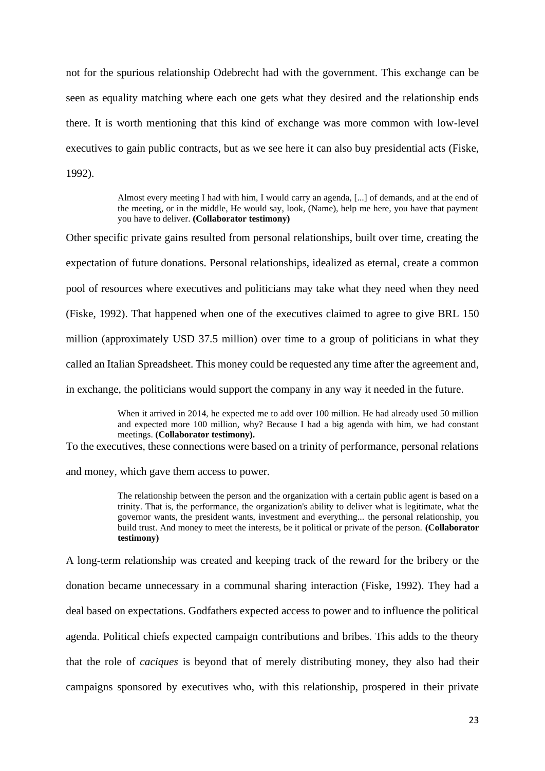not for the spurious relationship Odebrecht had with the government. This exchange can be seen as equality matching where each one gets what they desired and the relationship ends there. It is worth mentioning that this kind of exchange was more common with low-level executives to gain public contracts, but as we see here it can also buy presidential acts (Fiske, 1992).

> Almost every meeting I had with him, I would carry an agenda, [...] of demands, and at the end of the meeting, or in the middle, He would say, look, (Name), help me here, you have that payment you have to deliver. **(Collaborator testimony)**

Other specific private gains resulted from personal relationships, built over time, creating the expectation of future donations. Personal relationships, idealized as eternal, create a common pool of resources where executives and politicians may take what they need when they need (Fiske, 1992). That happened when one of the executives claimed to agree to give BRL 150 million (approximately USD 37.5 million) over time to a group of politicians in what they called an Italian Spreadsheet. This money could be requested any time after the agreement and, in exchange, the politicians would support the company in any way it needed in the future.

> When it arrived in 2014, he expected me to add over 100 million. He had already used 50 million and expected more 100 million, why? Because I had a big agenda with him, we had constant meetings. **(Collaborator testimony).**

To the executives, these connections were based on a trinity of performance, personal relations and money, which gave them access to power.

> The relationship between the person and the organization with a certain public agent is based on a trinity. That is, the performance, the organization's ability to deliver what is legitimate, what the governor wants, the president wants, investment and everything... the personal relationship, you build trust. And money to meet the interests, be it political or private of the person. **(Collaborator testimony)**

A long-term relationship was created and keeping track of the reward for the bribery or the donation became unnecessary in a communal sharing interaction (Fiske, 1992). They had a deal based on expectations. Godfathers expected access to power and to influence the political agenda. Political chiefs expected campaign contributions and bribes. This adds to the theory that the role of *caciques* is beyond that of merely distributing money, they also had their campaigns sponsored by executives who, with this relationship, prospered in their private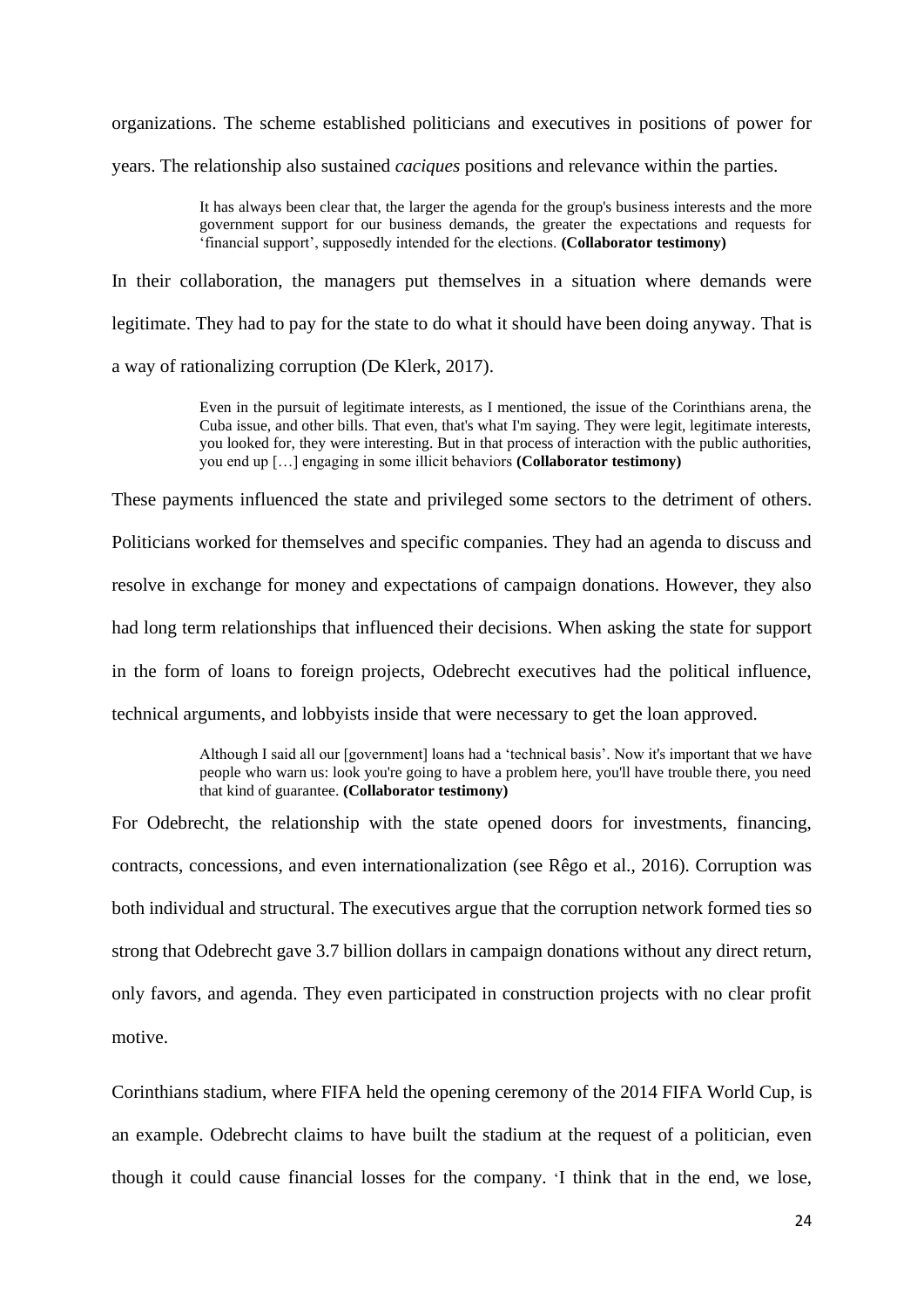organizations. The scheme established politicians and executives in positions of power for years. The relationship also sustained *caciques* positions and relevance within the parties.

> It has always been clear that, the larger the agenda for the group's business interests and the more government support for our business demands, the greater the expectations and requests for 'financial support', supposedly intended for the elections. **(Collaborator testimony)**

In their collaboration, the managers put themselves in a situation where demands were legitimate. They had to pay for the state to do what it should have been doing anyway. That is a way of rationalizing corruption (De Klerk, 2017).

> Even in the pursuit of legitimate interests, as I mentioned, the issue of the Corinthians arena, the Cuba issue, and other bills. That even, that's what I'm saying. They were legit, legitimate interests, you looked for, they were interesting. But in that process of interaction with the public authorities, you end up […] engaging in some illicit behaviors **(Collaborator testimony)**

These payments influenced the state and privileged some sectors to the detriment of others. Politicians worked for themselves and specific companies. They had an agenda to discuss and resolve in exchange for money and expectations of campaign donations. However, they also had long term relationships that influenced their decisions. When asking the state for support in the form of loans to foreign projects, Odebrecht executives had the political influence, technical arguments, and lobbyists inside that were necessary to get the loan approved.

> Although I said all our [government] loans had a 'technical basis'. Now it's important that we have people who warn us: look you're going to have a problem here, you'll have trouble there, you need that kind of guarantee. **(Collaborator testimony)**

For Odebrecht, the relationship with the state opened doors for investments, financing, contracts, concessions, and even internationalization (see Rêgo et al., 2016). Corruption was both individual and structural. The executives argue that the corruption network formed ties so strong that Odebrecht gave 3.7 billion dollars in campaign donations without any direct return, only favors, and agenda. They even participated in construction projects with no clear profit motive.

Corinthians stadium, where FIFA held the opening ceremony of the 2014 FIFA World Cup, is an example. Odebrecht claims to have built the stadium at the request of a politician, even though it could cause financial losses for the company. 'I think that in the end, we lose,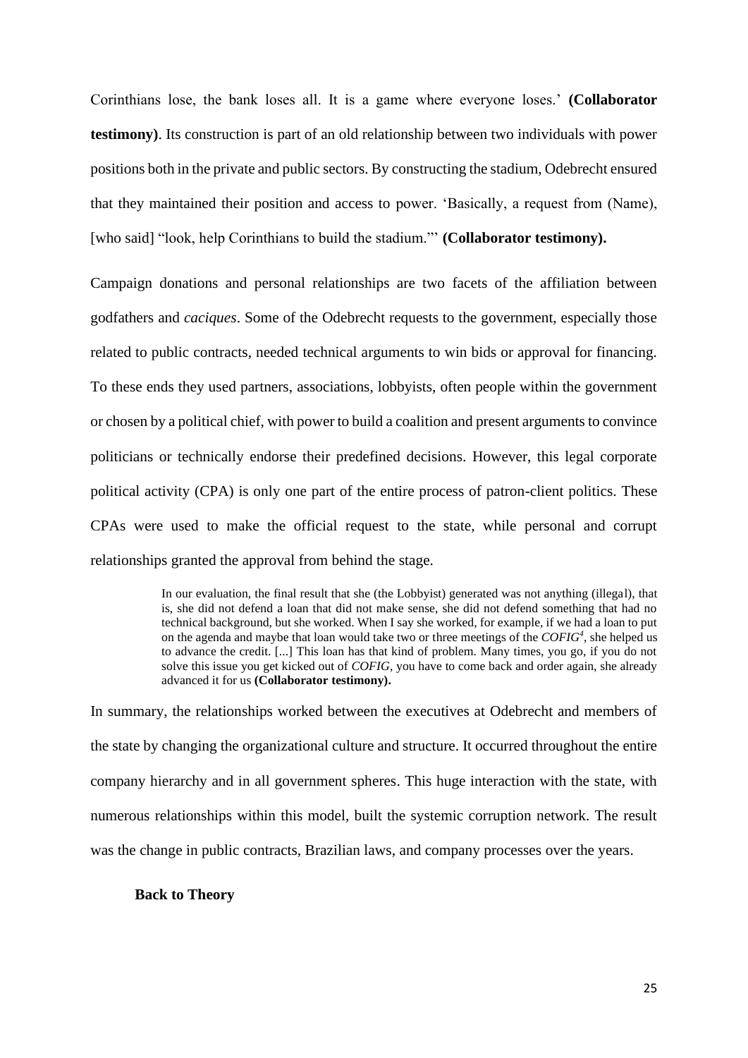Corinthians lose, the bank loses all. It is a game where everyone loses.' **(Collaborator testimony)**. Its construction is part of an old relationship between two individuals with power positions both in the private and public sectors. By constructing the stadium, Odebrecht ensured that they maintained their position and access to power. 'Basically, a request from (Name), [who said] "look, help Corinthians to build the stadium."' **(Collaborator testimony).**

Campaign donations and personal relationships are two facets of the affiliation between godfathers and *caciques*. Some of the Odebrecht requests to the government, especially those related to public contracts, needed technical arguments to win bids or approval for financing. To these ends they used partners, associations, lobbyists, often people within the government or chosen by a political chief, with power to build a coalition and present arguments to convince politicians or technically endorse their predefined decisions. However, this legal corporate political activity (CPA) is only one part of the entire process of patron-client politics. These CPAs were used to make the official request to the state, while personal and corrupt relationships granted the approval from behind the stage.

> In our evaluation, the final result that she (the Lobbyist) generated was not anything (illegal), that is, she did not defend a loan that did not make sense, she did not defend something that had no technical background, but she worked. When I say she worked, for example, if we had a loan to put on the agenda and maybe that loan would take two or three meetings of the *COFIG*[4], she helped us to advance the credit. [...] This loan has that kind of problem. Many times, you go, if you do not solve this issue you get kicked out of *COFIG*, you have to come back and order again, she already advanced it for us **(Collaborator testimony).**

In summary, the relationships worked between the executives at Odebrecht and members of the state by changing the organizational culture and structure. It occurred throughout the entire company hierarchy and in all government spheres. This huge interaction with the state, with numerous relationships within this model, built the systemic corruption network. The result was the change in public contracts, Brazilian laws, and company processes over the years.

**Back to Theory**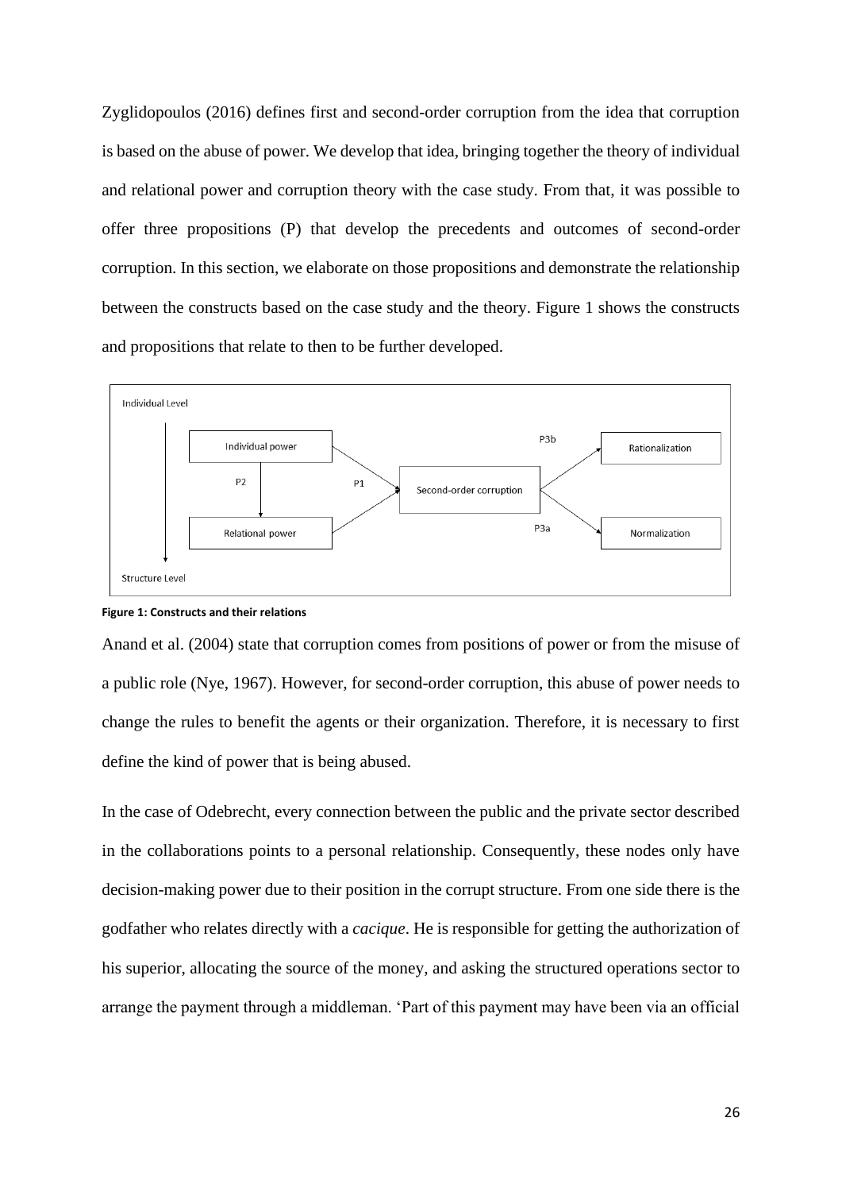Zyglidopoulos (2016) defines first and second-order corruption from the idea that corruption is based on the abuse of power. We develop that idea, bringing together the theory of individual and relational power and corruption theory with the case study. From that, it was possible to offer three propositions (P) that develop the precedents and outcomes of second-order corruption. In this section, we elaborate on those propositions and demonstrate the relationship between the constructs based on the case study and the theory. Figure 1 shows the constructs and propositions that relate to then to be further developed.

**Figure 1: Constructs and their relations**

Anand et al. (2004) state that corruption comes from positions of power or from the misuse of a public role (Nye, 1967). However, for second-order corruption, this abuse of power needs to change the rules to benefit the agents or their organization. Therefore, it is necessary to first define the kind of power that is being abused.

In the case of Odebrecht, every connection between the public and the private sector described in the collaborations points to a personal relationship. Consequently, these nodes only have decision-making power due to their position in the corrupt structure. From one side there is the godfather who relates directly with a *cacique*. He is responsible for getting the authorization of his superior, allocating the source of the money, and asking the structured operations sector to arrange the payment through a middleman. 'Part of this payment may have been via an official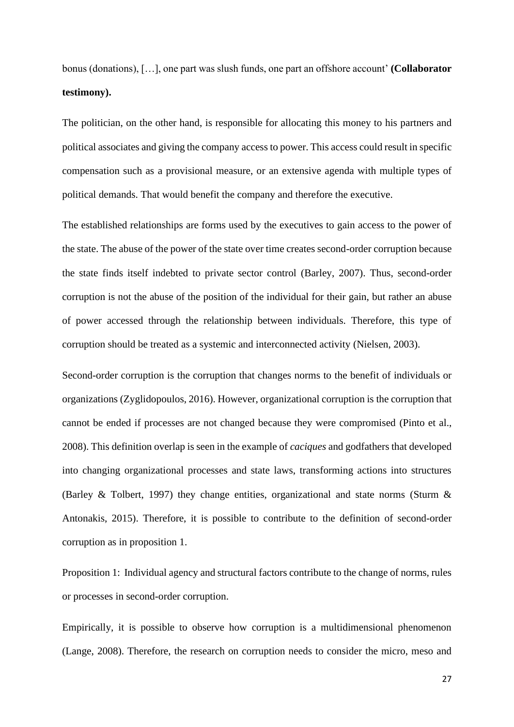bonus (donations), […], one part was slush funds, one part an offshore account' **(Collaborator testimony).**

The politician, on the other hand, is responsible for allocating this money to his partners and political associates and giving the company access to power. This access could result in specific compensation such as a provisional measure, or an extensive agenda with multiple types of political demands. That would benefit the company and therefore the executive.

The established relationships are forms used by the executives to gain access to the power of the state. The abuse of the power of the state over time creates second-order corruption because the state finds itself indebted to private sector control (Barley, 2007). Thus, second-order corruption is not the abuse of the position of the individual for their gain, but rather an abuse of power accessed through the relationship between individuals. Therefore, this type of corruption should be treated as a systemic and interconnected activity (Nielsen, 2003).

Second-order corruption is the corruption that changes norms to the benefit of individuals or organizations (Zyglidopoulos, 2016). However, organizational corruption is the corruption that cannot be ended if processes are not changed because they were compromised (Pinto et al., 2008). This definition overlap is seen in the example of *caciques* and godfathers that developed into changing organizational processes and state laws, transforming actions into structures (Barley & Tolbert, 1997) they change entities, organizational and state norms (Sturm & Antonakis, 2015). Therefore, it is possible to contribute to the definition of second-order corruption as in proposition 1.

Proposition 1: Individual agency and structural factors contribute to the change of norms, rules or processes in second-order corruption.

Empirically, it is possible to observe how corruption is a multidimensional phenomenon (Lange, 2008). Therefore, the research on corruption needs to consider the micro, meso and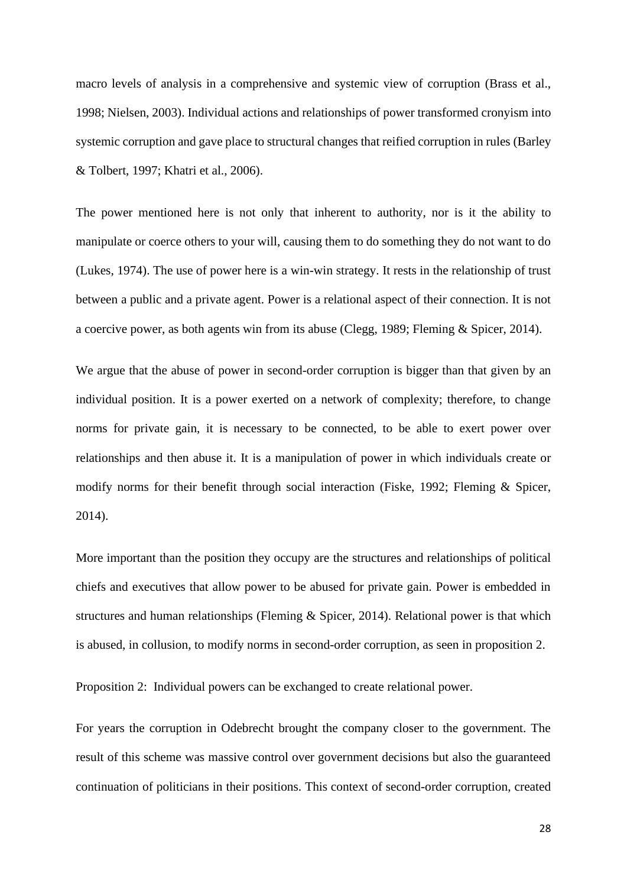macro levels of analysis in a comprehensive and systemic view of corruption (Brass et al., 1998; Nielsen, 2003). Individual actions and relationships of power transformed cronyism into systemic corruption and gave place to structural changes that reified corruption in rules (Barley & Tolbert, 1997; Khatri et al., 2006).

The power mentioned here is not only that inherent to authority, nor is it the ability to manipulate or coerce others to your will, causing them to do something they do not want to do (Lukes, 1974). The use of power here is a win-win strategy. It rests in the relationship of trust between a public and a private agent. Power is a relational aspect of their connection. It is not a coercive power, as both agents win from its abuse (Clegg, 1989; Fleming & Spicer, 2014).

We argue that the abuse of power in second-order corruption is bigger than that given by an individual position. It is a power exerted on a network of complexity; therefore, to change norms for private gain, it is necessary to be connected, to be able to exert power over relationships and then abuse it. It is a manipulation of power in which individuals create or modify norms for their benefit through social interaction (Fiske, 1992; Fleming & Spicer, 2014).

More important than the position they occupy are the structures and relationships of political chiefs and executives that allow power to be abused for private gain. Power is embedded in structures and human relationships (Fleming & Spicer, 2014). Relational power is that which is abused, in collusion, to modify norms in second-order corruption, as seen in proposition 2.

Proposition 2: Individual powers can be exchanged to create relational power.

For years the corruption in Odebrecht brought the company closer to the government. The result of this scheme was massive control over government decisions but also the guaranteed continuation of politicians in their positions. This context of second-order corruption, created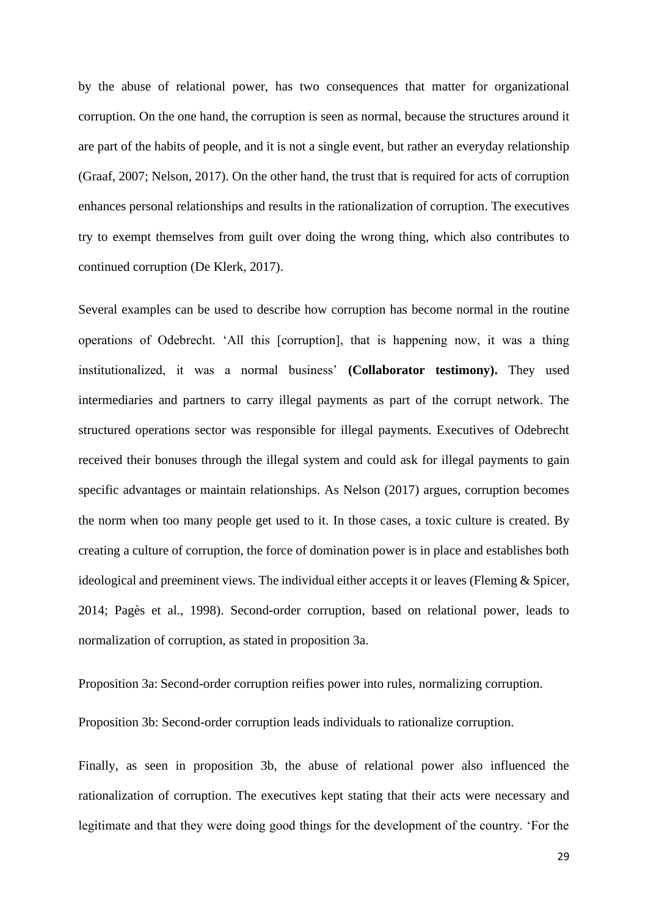by the abuse of relational power, has two consequences that matter for organizational corruption. On the one hand, the corruption is seen as normal, because the structures around it are part of the habits of people, and it is not a single event, but rather an everyday relationship (Graaf, 2007; Nelson, 2017). On the other hand, the trust that is required for acts of corruption enhances personal relationships and results in the rationalization of corruption. The executives try to exempt themselves from guilt over doing the wrong thing, which also contributes to continued corruption (De Klerk, 2017).

Several examples can be used to describe how corruption has become normal in the routine operations of Odebrecht. 'All this [corruption], that is happening now, it was a thing institutionalized, it was a normal business' **(Collaborator testimony).** They used intermediaries and partners to carry illegal payments as part of the corrupt network. The structured operations sector was responsible for illegal payments. Executives of Odebrecht received their bonuses through the illegal system and could ask for illegal payments to gain specific advantages or maintain relationships. As Nelson (2017) argues, corruption becomes the norm when too many people get used to it. In those cases, a toxic culture is created. By creating a culture of corruption, the force of domination power is in place and establishes both ideological and preeminent views. The individual either accepts it or leaves (Fleming & Spicer, 2014; Pagès et al., 1998). Second-order corruption, based on relational power, leads to normalization of corruption, as stated in proposition 3a.

Proposition 3a: Second-order corruption reifies power into rules, normalizing corruption.

Proposition 3b: Second-order corruption leads individuals to rationalize corruption.

Finally, as seen in proposition 3b, the abuse of relational power also influenced the rationalization of corruption. The executives kept stating that their acts were necessary and legitimate and that they were doing good things for the development of the country. 'For the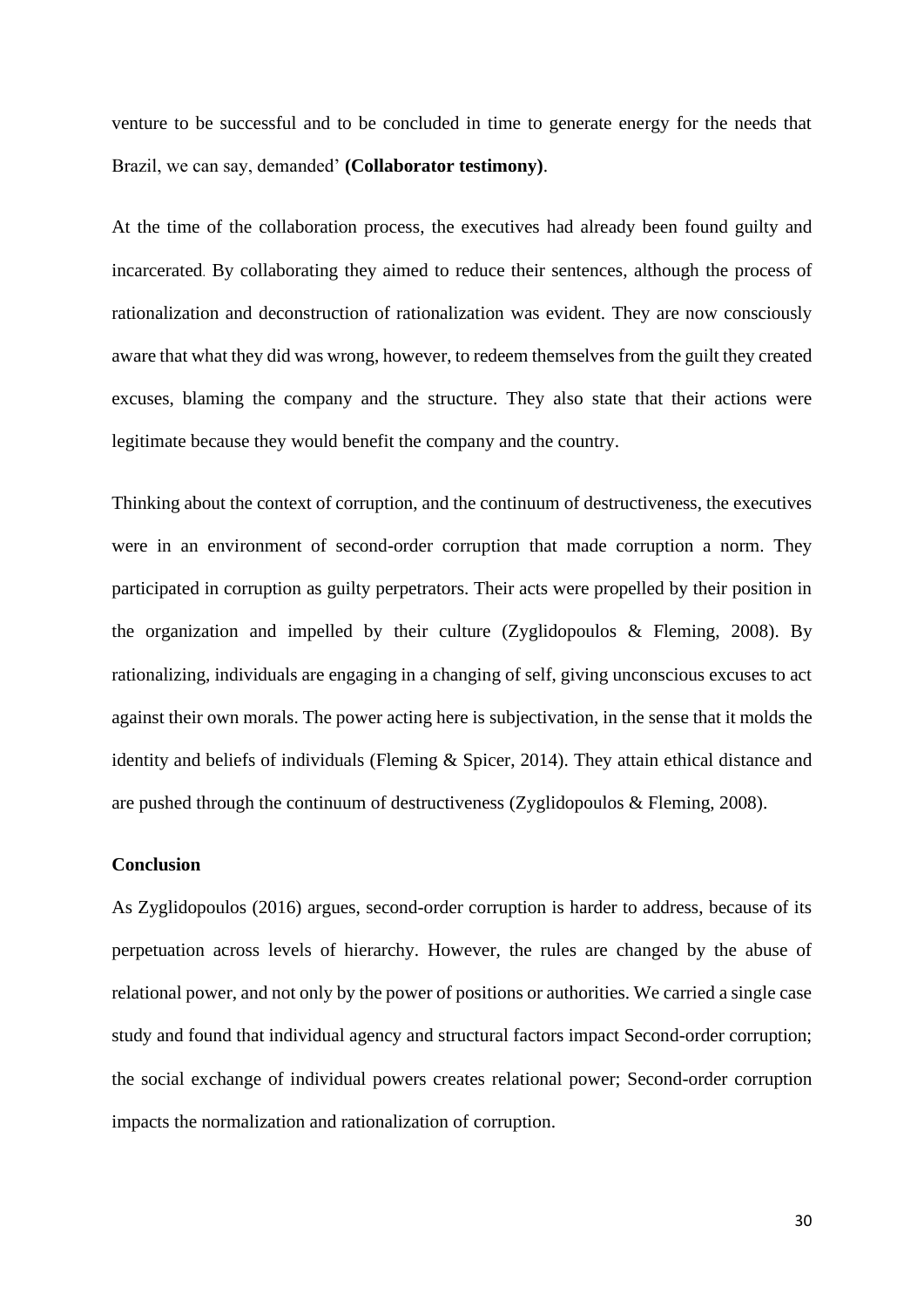venture to be successful and to be concluded in time to generate energy for the needs that Brazil, we can say, demanded' **(Collaborator testimony)**.

At the time of the collaboration process, the executives had already been found guilty and incarcerated. By collaborating they aimed to reduce their sentences, although the process of rationalization and deconstruction of rationalization was evident. They are now consciously aware that what they did was wrong, however, to redeem themselves from the guilt they created excuses, blaming the company and the structure. They also state that their actions were legitimate because they would benefit the company and the country.

Thinking about the context of corruption, and the continuum of destructiveness, the executives were in an environment of second-order corruption that made corruption a norm. They participated in corruption as guilty perpetrators. Their acts were propelled by their position in the organization and impelled by their culture (Zyglidopoulos & Fleming, 2008). By rationalizing, individuals are engaging in a changing of self, giving unconscious excuses to act against their own morals. The power acting here is subjectivation, in the sense that it molds the identity and beliefs of individuals (Fleming & Spicer, 2014). They attain ethical distance and are pushed through the continuum of destructiveness (Zyglidopoulos & Fleming, 2008).

## Conclusion

As Zyglidopoulos (2016) argues, second-order corruption is harder to address, because of its perpetuation across levels of hierarchy. However, the rules are changed by the abuse of relational power, and not only by the power of positions or authorities. We carried a single case study and found that individual agency and structural factors impact Second-order corruption; the social exchange of individual powers creates relational power; Second-order corruption impacts the normalization and rationalization of corruption.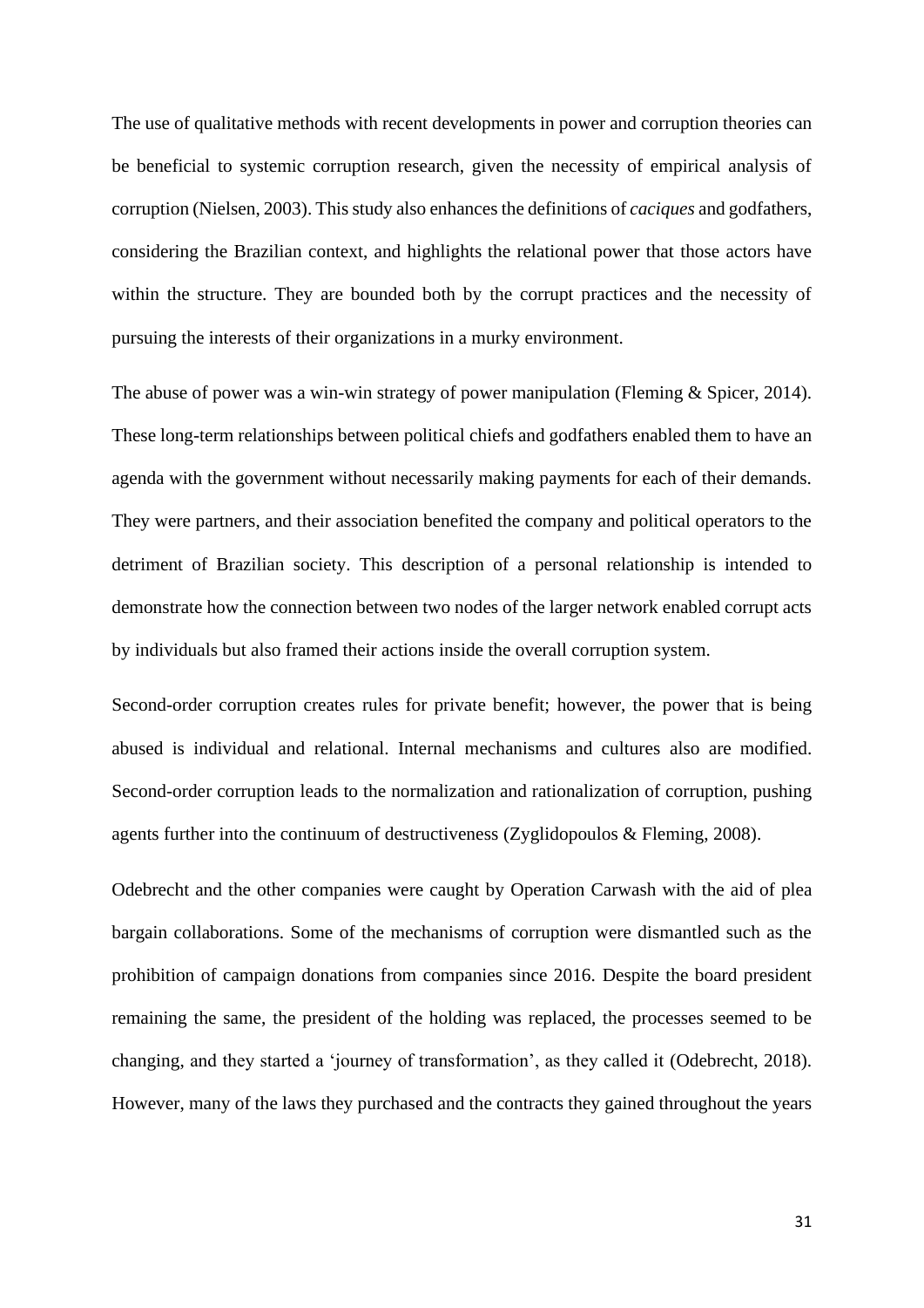The use of qualitative methods with recent developments in power and corruption theories can be beneficial to systemic corruption research, given the necessity of empirical analysis of corruption (Nielsen, 2003). This study also enhances the definitions of *caciques* and godfathers, considering the Brazilian context, and highlights the relational power that those actors have within the structure. They are bounded both by the corrupt practices and the necessity of pursuing the interests of their organizations in a murky environment.

The abuse of power was a win-win strategy of power manipulation (Fleming & Spicer, 2014). These long-term relationships between political chiefs and godfathers enabled them to have an agenda with the government without necessarily making payments for each of their demands. They were partners, and their association benefited the company and political operators to the detriment of Brazilian society. This description of a personal relationship is intended to demonstrate how the connection between two nodes of the larger network enabled corrupt acts by individuals but also framed their actions inside the overall corruption system.

Second-order corruption creates rules for private benefit; however, the power that is being abused is individual and relational. Internal mechanisms and cultures also are modified. Second-order corruption leads to the normalization and rationalization of corruption, pushing agents further into the continuum of destructiveness (Zyglidopoulos & Fleming, 2008).

Odebrecht and the other companies were caught by Operation Carwash with the aid of plea bargain collaborations. Some of the mechanisms of corruption were dismantled such as the prohibition of campaign donations from companies since 2016. Despite the board president remaining the same, the president of the holding was replaced, the processes seemed to be changing, and they started a 'journey of transformation', as they called it (Odebrecht, 2018). However, many of the laws they purchased and the contracts they gained throughout the years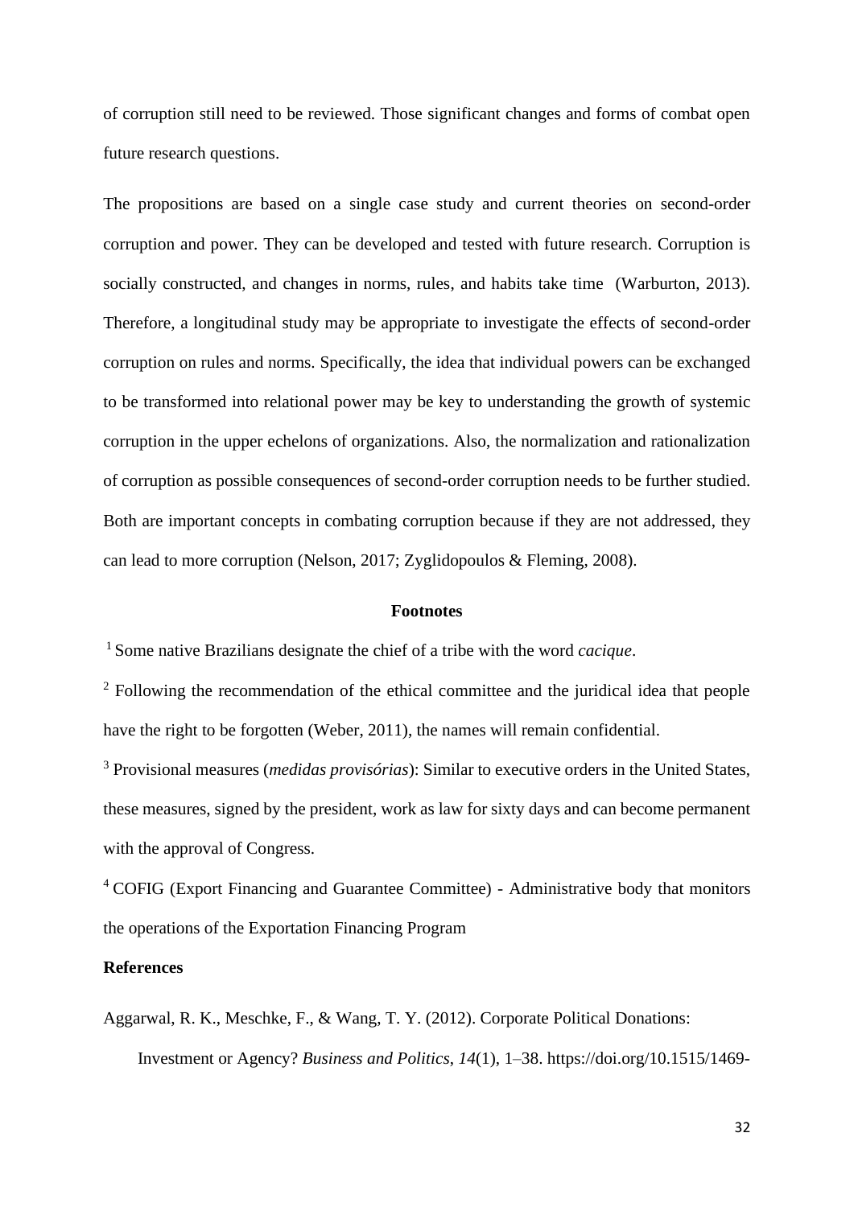of corruption still need to be reviewed. Those significant changes and forms of combat open future research questions.

The propositions are based on a single case study and current theories on second-order corruption and power. They can be developed and tested with future research. Corruption is socially constructed, and changes in norms, rules, and habits take time (Warburton, 2013). Therefore, a longitudinal study may be appropriate to investigate the effects of second-order corruption on rules and norms. Specifically, the idea that individual powers can be exchanged to be transformed into relational power may be key to understanding the growth of systemic corruption in the upper echelons of organizations. Also, the normalization and rationalization of corruption as possible consequences of second-order corruption needs to be further studied. Both are important concepts in combating corruption because if they are not addressed, they can lead to more corruption (Nelson, 2017; Zyglidopoulos & Fleming, 2008).

## Footnotes

[1] Some native Brazilians designate the chief of a tribe with the word *cacique*.

[2] Following the recommendation of the ethical committee and the juridical idea that people have the right to be forgotten (Weber, 2011), the names will remain confidential.

[3] Provisional measures (*medidas provisórias*): Similar to executive orders in the United States, these measures, signed by the president, work as law for sixty days and can become permanent with the approval of Congress.

[4] COFIG (Export Financing and Guarantee Committee) - Administrative body that monitors the operations of the Exportation Financing Program

## References

Aggarwal, R. K., Meschke, F., & Wang, T. Y. (2012). Corporate Political Donations: Investment or Agency? *Business and Politics*, *14*(1), 1–38. https://doi.org/10.1515/1469-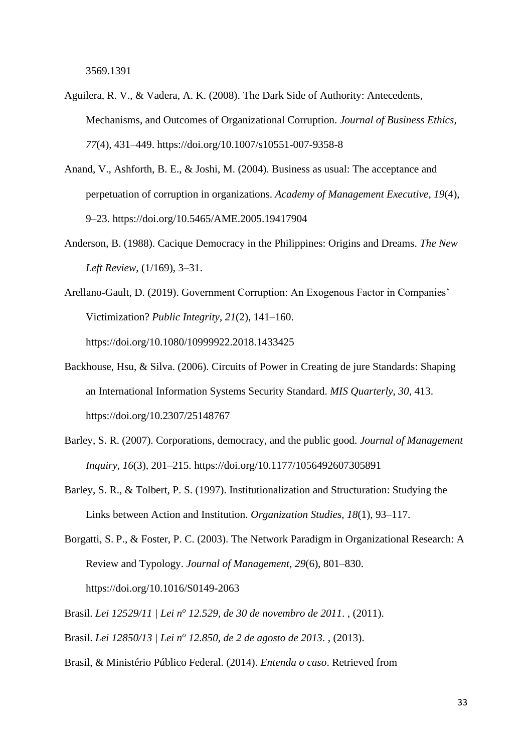3569.1391

Aguilera, R. V., & Vadera, A. K. (2008). The Dark Side of Authority: Antecedents, Mechanisms, and Outcomes of Organizational Corruption. *Journal of Business Ethics*, *77*(4), 431–449. https://doi.org/10.1007/s10551-007-9358-8

Anand, V., Ashforth, B. E., & Joshi, M. (2004). Business as usual: The acceptance and perpetuation of corruption in organizations. *Academy of Management Executive*, *19*(4), 9–23. https://doi.org/10.5465/AME.2005.19417904

Anderson, B. (1988). Cacique Democracy in the Philippines: Origins and Dreams. *The New Left Review*, (1/169), 3–31.

Arellano-Gault, D. (2019). Government Corruption: An Exogenous Factor in Companies' Victimization? *Public Integrity*, *21*(2), 141–160. https://doi.org/10.1080/10999922.2018.1433425

Backhouse, Hsu, & Silva. (2006). Circuits of Power in Creating de jure Standards: Shaping an International Information Systems Security Standard. *MIS Quarterly*, *30*, 413. https://doi.org/10.2307/25148767

Barley, S. R. (2007). Corporations, democracy, and the public good. *Journal of Management Inquiry*, *16*(3), 201–215. https://doi.org/10.1177/1056492607305891

Barley, S. R., & Tolbert, P. S. (1997). Institutionalization and Structuration: Studying the Links between Action and Institution. *Organization Studies*, *18*(1), 93–117.

Borgatti, S. P., & Foster, P. C. (2003). The Network Paradigm in Organizational Research: A Review and Typology. *Journal of Management*, *29*(6), 801–830. https://doi.org/10.1016/S0149-2063

Brasil. *Lei 12529/11 | Lei nº 12.529, de 30 de novembro de 2011*. , (2011).

Brasil. *Lei 12850/13 | Lei nº 12.850, de 2 de agosto de 2013*. , (2013).

Brasil, & Ministério Público Federal. (2014). *Entenda o caso*. Retrieved from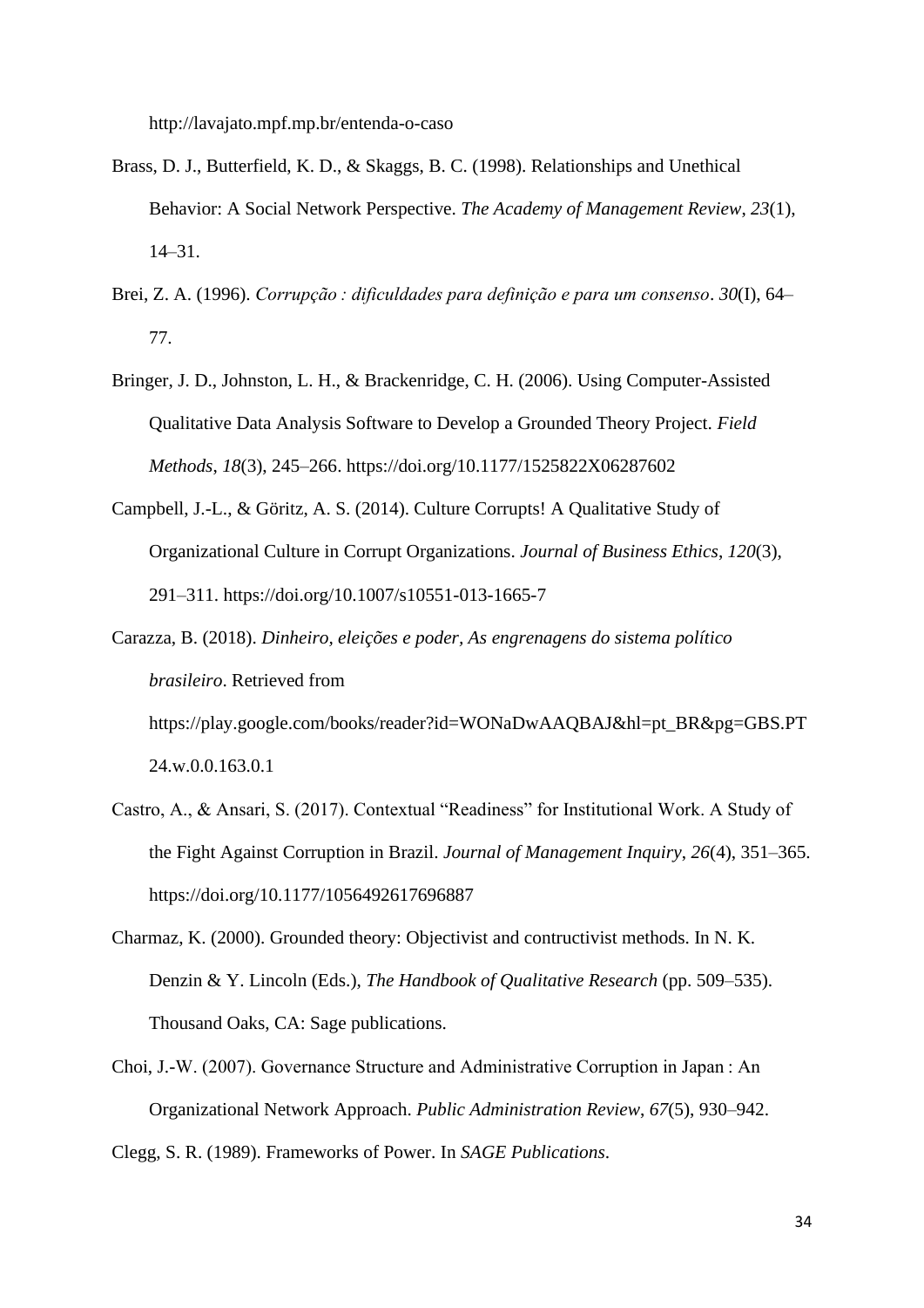http://lavajato.mpf.mp.br/entenda-o-caso

Brass, D. J., Butterfield, K. D., & Skaggs, B. C. (1998). Relationships and Unethical Behavior: A Social Network Perspective. *The Academy of Management Review*, *23*(1), 14–31.

Brei, Z. A. (1996). *Corrupção : dificuldades para definição e para um consenso*. *30*(I), 64–77.

Bringer, J. D., Johnston, L. H., & Brackenridge, C. H. (2006). Using Computer-Assisted Qualitative Data Analysis Software to Develop a Grounded Theory Project. *Field Methods*, *18*(3), 245–266. https://doi.org/10.1177/1525822X06287602

Campbell, J.-L., & Göritz, A. S. (2014). Culture Corrupts! A Qualitative Study of Organizational Culture in Corrupt Organizations. *Journal of Business Ethics*, *120*(3), 291–311. https://doi.org/10.1007/s10551-013-1665-7

Carazza, B. (2018). *Dinheiro, eleições e poder, As engrenagens do sistema político brasileiro*. Retrieved from https://play.google.com/books/reader?id=WONaDwAAQBAJ&hl=pt_BR&pg=GBS.PT24.w.0.0.163.0.1

Castro, A., & Ansari, S. (2017). Contextual "Readiness" for Institutional Work. A Study of the Fight Against Corruption in Brazil. *Journal of Management Inquiry*, *26*(4), 351–365. https://doi.org/10.1177/1056492617696887

Charmaz, K. (2000). Grounded theory: Objectivist and contructivist methods. In N. K. Denzin & Y. Lincoln (Eds.), *The Handbook of Qualitative Research* (pp. 509–535). Thousand Oaks, CA: Sage publications.

Choi, J.-W. (2007). Governance Structure and Administrative Corruption in Japan : An Organizational Network Approach. *Public Administration Review*, *67*(5), 930–942.

Clegg, S. R. (1989). Frameworks of Power. In *SAGE Publications*.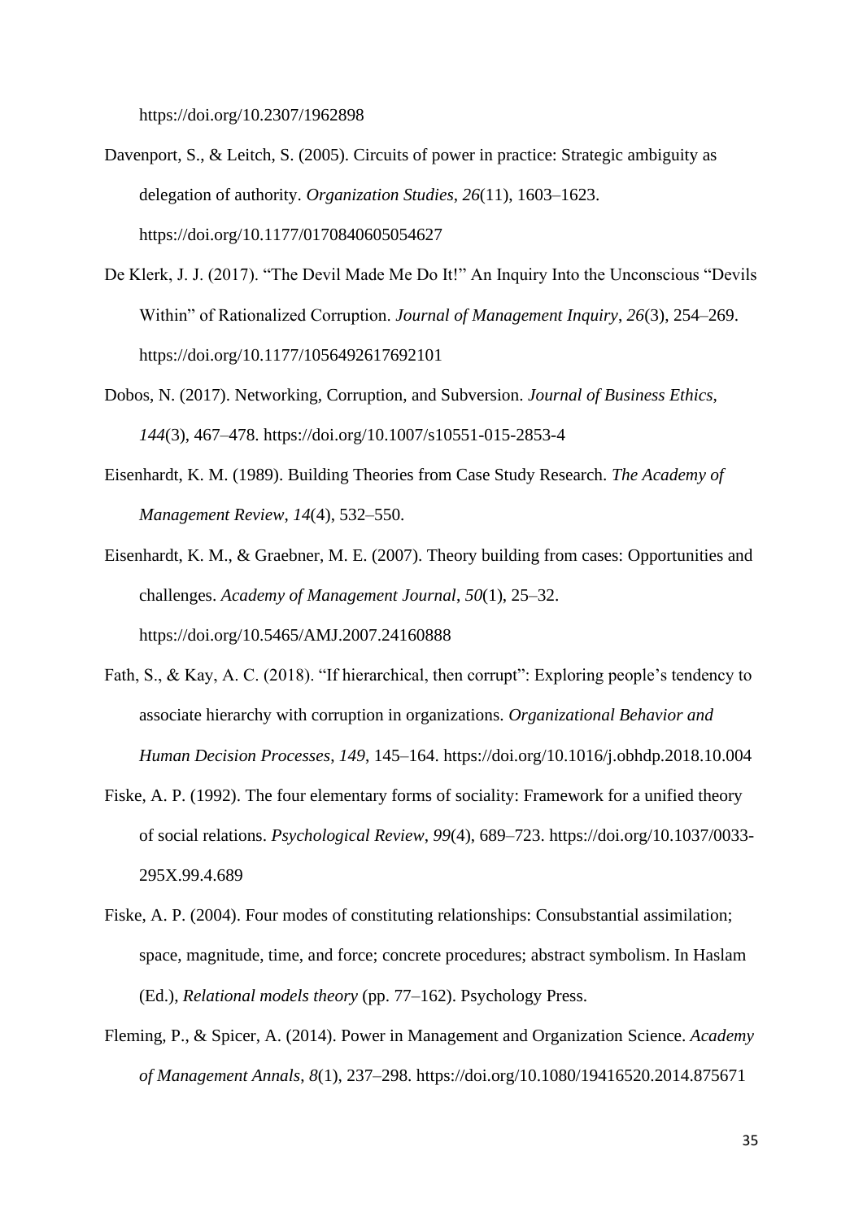https://doi.org/10.2307/1962898

Davenport, S., & Leitch, S. (2005). Circuits of power in practice: Strategic ambiguity as delegation of authority. *Organization Studies*, *26*(11), 1603–1623. https://doi.org/10.1177/0170840605054627

De Klerk, J. J. (2017). "The Devil Made Me Do It!" An Inquiry Into the Unconscious "Devils Within" of Rationalized Corruption. *Journal of Management Inquiry*, *26*(3), 254–269. https://doi.org/10.1177/1056492617692101

Dobos, N. (2017). Networking, Corruption, and Subversion. *Journal of Business Ethics*, *144*(3), 467–478. https://doi.org/10.1007/s10551-015-2853-4

Eisenhardt, K. M. (1989). Building Theories from Case Study Research. *The Academy of Management Review*, *14*(4), 532–550.

Eisenhardt, K. M., & Graebner, M. E. (2007). Theory building from cases: Opportunities and challenges. *Academy of Management Journal*, *50*(1), 25–32. https://doi.org/10.5465/AMJ.2007.24160888

Fath, S., & Kay, A. C. (2018). "If hierarchical, then corrupt": Exploring people's tendency to associate hierarchy with corruption in organizations. *Organizational Behavior and Human Decision Processes*, *149*, 145–164. https://doi.org/10.1016/j.obhdp.2018.10.004

Fiske, A. P. (1992). The four elementary forms of sociality: Framework for a unified theory of social relations. *Psychological Review*, *99*(4), 689–723. https://doi.org/10.1037/0033-295X.99.4.689

Fiske, A. P. (2004). Four modes of constituting relationships: Consubstantial assimilation; space, magnitude, time, and force; concrete procedures; abstract symbolism. In Haslam (Ed.), *Relational models theory* (pp. 77–162). Psychology Press.

Fleming, P., & Spicer, A. (2014). Power in Management and Organization Science. *Academy of Management Annals*, *8*(1), 237–298. https://doi.org/10.1080/19416520.2014.875671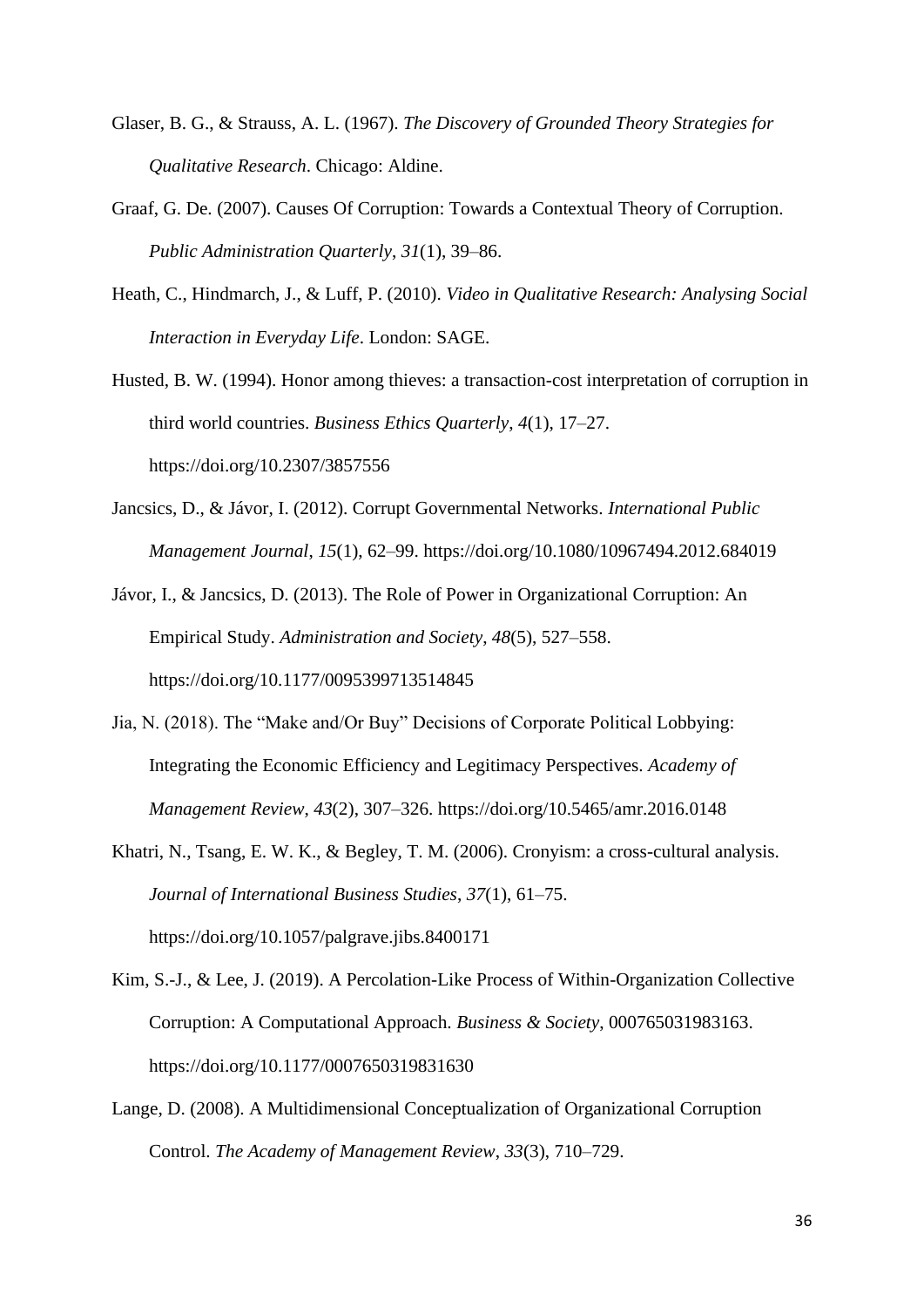Glaser, B. G., & Strauss, A. L. (1967). *The Discovery of Grounded Theory Strategies for Qualitative Research*. Chicago: Aldine.

Graaf, G. De. (2007). Causes Of Corruption: Towards a Contextual Theory of Corruption. *Public Administration Quarterly*, *31*(1), 39–86.

Heath, C., Hindmarch, J., & Luff, P. (2010). *Video in Qualitative Research: Analysing Social Interaction in Everyday Life*. London: SAGE.

Husted, B. W. (1994). Honor among thieves: a transaction-cost interpretation of corruption in third world countries. *Business Ethics Quarterly*, *4*(1), 17–27. https://doi.org/10.2307/3857556

Jancsics, D., & Jávor, I. (2012). Corrupt Governmental Networks. *International Public Management Journal*, *15*(1), 62–99. https://doi.org/10.1080/10967494.2012.684019

Jávor, I., & Jancsics, D. (2013). The Role of Power in Organizational Corruption: An Empirical Study. *Administration and Society*, *48*(5), 527–558. https://doi.org/10.1177/0095399713514845

Jia, N. (2018). The "Make and/Or Buy" Decisions of Corporate Political Lobbying: Integrating the Economic Efficiency and Legitimacy Perspectives. *Academy of Management Review*, *43*(2), 307–326. https://doi.org/10.5465/amr.2016.0148

Khatri, N., Tsang, E. W. K., & Begley, T. M. (2006). Cronyism: a cross-cultural analysis. *Journal of International Business Studies*, *37*(1), 61–75. https://doi.org/10.1057/palgrave.jibs.8400171

Kim, S.-J., & Lee, J. (2019). A Percolation-Like Process of Within-Organization Collective Corruption: A Computational Approach. *Business & Society*, 000765031983163. https://doi.org/10.1177/0007650319831630

Lange, D. (2008). A Multidimensional Conceptualization of Organizational Corruption Control. *The Academy of Management Review*, *33*(3), 710–729.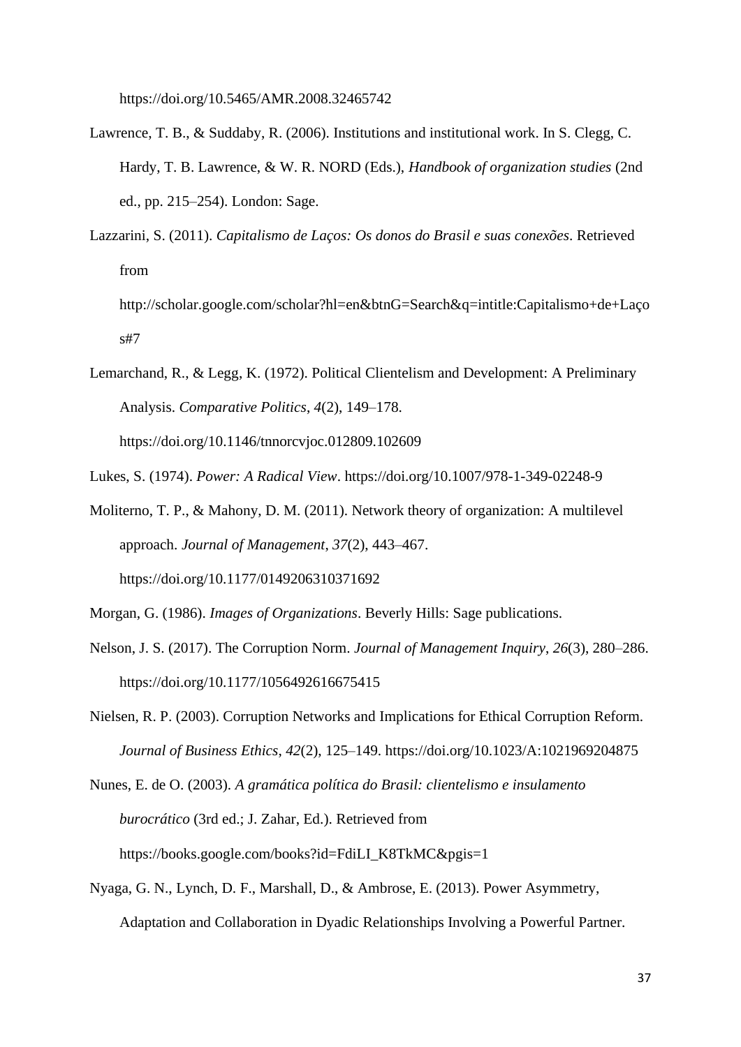https://doi.org/10.5465/AMR.2008.32465742

Lawrence, T. B., & Suddaby, R. (2006). Institutions and institutional work. In S. Clegg, C. Hardy, T. B. Lawrence, & W. R. NORD (Eds.), *Handbook of organization studies* (2nd ed., pp. 215–254). London: Sage.

Lazzarini, S. (2011). *Capitalismo de Laços: Os donos do Brasil e suas conexões*. Retrieved from http://scholar.google.com/scholar?hl=en&btnG=Search&q=intitle:Capitalismo+de+Laços#7

Lemarchand, R., & Legg, K. (1972). Political Clientelism and Development: A Preliminary Analysis. *Comparative Politics*, *4*(2), 149–178. https://doi.org/10.1146/tnnorcvjoc.012809.102609

Lukes, S. (1974). *Power: A Radical View*. https://doi.org/10.1007/978-1-349-02248-9

Moliterno, T. P., & Mahony, D. M. (2011). Network theory of organization: A multilevel approach. *Journal of Management*, *37*(2), 443–467. https://doi.org/10.1177/0149206310371692

Morgan, G. (1986). *Images of Organizations*. Beverly Hills: Sage publications.

Nelson, J. S. (2017). The Corruption Norm. *Journal of Management Inquiry*, *26*(3), 280–286. https://doi.org/10.1177/1056492616675415

Nielsen, R. P. (2003). Corruption Networks and Implications for Ethical Corruption Reform. *Journal of Business Ethics*, *42*(2), 125–149. https://doi.org/10.1023/A:1021969204875

Nunes, E. de O. (2003). *A gramática política do Brasil: clientelismo e insulamento burocrático* (3rd ed.; J. Zahar, Ed.). Retrieved from https://books.google.com/books?id=FdiLI_K8TkMC&pgis=1

Nyaga, G. N., Lynch, D. F., Marshall, D., & Ambrose, E. (2013). Power Asymmetry, Adaptation and Collaboration in Dyadic Relationships Involving a Powerful Partner.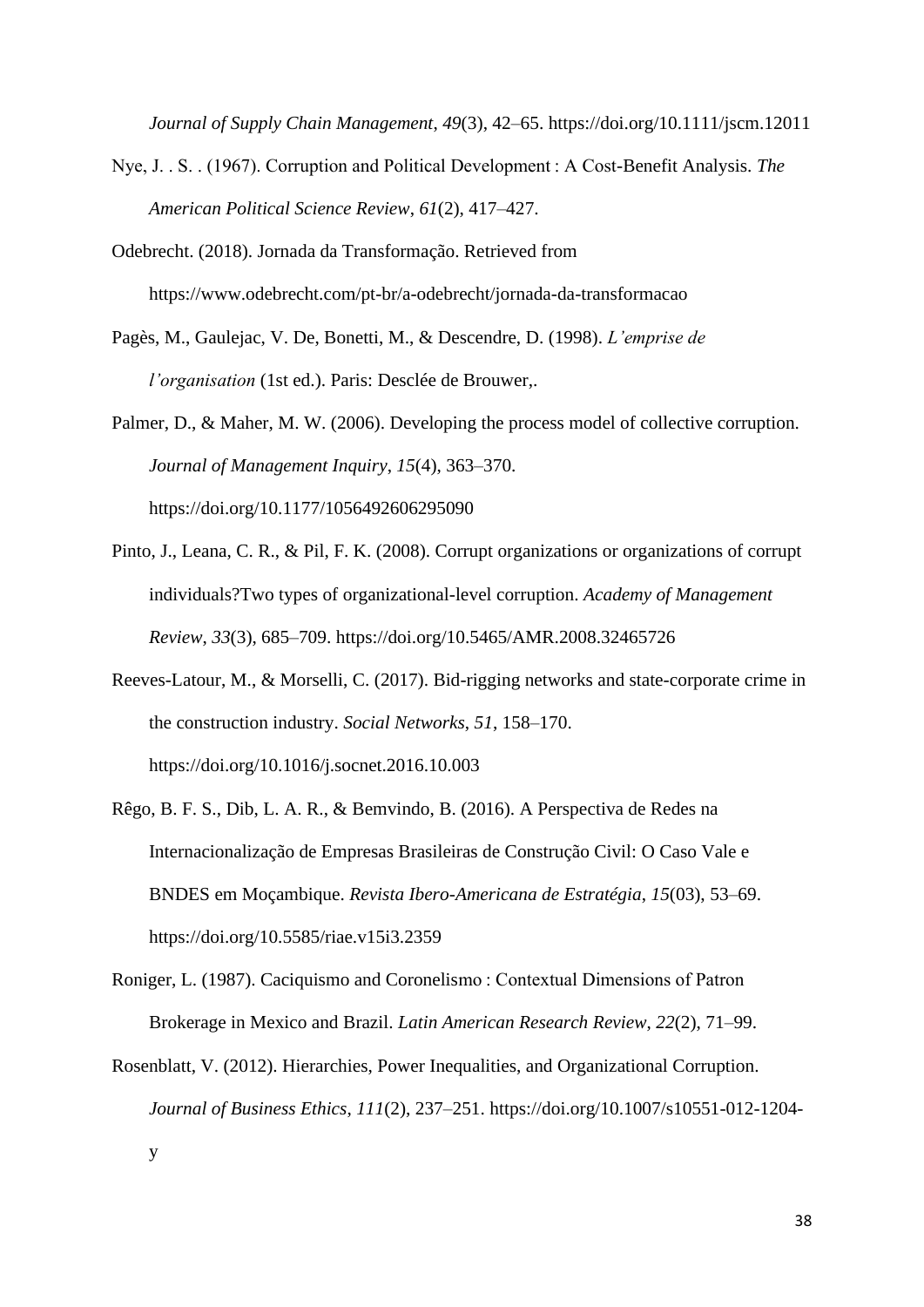*Journal of Supply Chain Management*, *49*(3), 42–65. https://doi.org/10.1111/jscm.12011

Nye, J. . S. . (1967). Corruption and Political Development : A Cost-Benefit Analysis. *The American Political Science Review*, *61*(2), 417–427.

Odebrecht. (2018). Jornada da Transformação. Retrieved from https://www.odebrecht.com/pt-br/a-odebrecht/jornada-da-transformacao

Pagès, M., Gaulejac, V. De, Bonetti, M., & Descendre, D. (1998). *L'emprise de l'organisation* (1st ed.). Paris: Desclée de Brouwer,.

Palmer, D., & Maher, M. W. (2006). Developing the process model of collective corruption. *Journal of Management Inquiry*, *15*(4), 363–370. https://doi.org/10.1177/1056492606295090

Pinto, J., Leana, C. R., & Pil, F. K. (2008). Corrupt organizations or organizations of corrupt individuals?Two types of organizational-level corruption. *Academy of Management Review*, *33*(3), 685–709. https://doi.org/10.5465/AMR.2008.32465726

Reeves-Latour, M., & Morselli, C. (2017). Bid-rigging networks and state-corporate crime in the construction industry. *Social Networks*, *51*, 158–170. https://doi.org/10.1016/j.socnet.2016.10.003

Rêgo, B. F. S., Dib, L. A. R., & Bemvindo, B. (2016). A Perspectiva de Redes na Internacionalização de Empresas Brasileiras de Construção Civil: O Caso Vale e BNDES em Moçambique. *Revista Ibero-Americana de Estratégia*, *15*(03), 53–69. https://doi.org/10.5585/riae.v15i3.2359

Roniger, L. (1987). Caciquismo and Coronelismo : Contextual Dimensions of Patron Brokerage in Mexico and Brazil. *Latin American Research Review*, *22*(2), 71–99.

Rosenblatt, V. (2012). Hierarchies, Power Inequalities, and Organizational Corruption. *Journal of Business Ethics*, *111*(2), 237–251. https://doi.org/10.1007/s10551-012-1204-y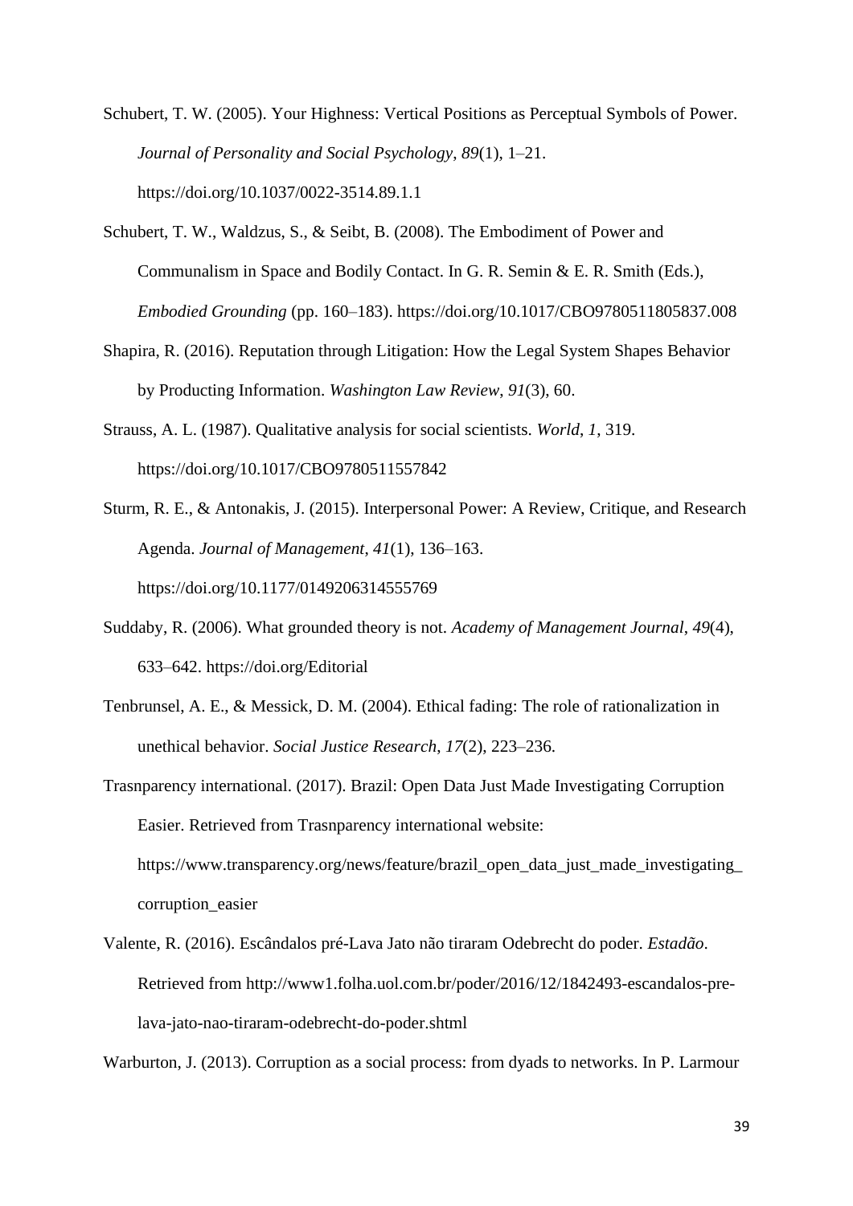Schubert, T. W. (2005). Your Highness: Vertical Positions as Perceptual Symbols of Power. *Journal of Personality and Social Psychology*, *89*(1), 1–21. https://doi.org/10.1037/0022-3514.89.1.1

Schubert, T. W., Waldzus, S., & Seibt, B. (2008). The Embodiment of Power and Communalism in Space and Bodily Contact. In G. R. Semin & E. R. Smith (Eds.), *Embodied Grounding* (pp. 160–183). https://doi.org/10.1017/CBO9780511805837.008

Shapira, R. (2016). Reputation through Litigation: How the Legal System Shapes Behavior by Producting Information. *Washington Law Review*, *91*(3), 60.

Strauss, A. L. (1987). Qualitative analysis for social scientists. *World*, *1*, 319. https://doi.org/10.1017/CBO9780511557842

Sturm, R. E., & Antonakis, J. (2015). Interpersonal Power: A Review, Critique, and Research Agenda. *Journal of Management*, *41*(1), 136–163. https://doi.org/10.1177/0149206314555769

Suddaby, R. (2006). What grounded theory is not. *Academy of Management Journal*, *49*(4), 633–642. https://doi.org/Editorial

Tenbrunsel, A. E., & Messick, D. M. (2004). Ethical fading: The role of rationalization in unethical behavior. *Social Justice Research*, *17*(2), 223–236.

Trasnparency international. (2017). Brazil: Open Data Just Made Investigating Corruption Easier. Retrieved from Trasnparency international website: https://www.transparency.org/news/feature/brazil_open_data_just_made_investigating_corruption_easier

Valente, R. (2016). Escândalos pré-Lava Jato não tiraram Odebrecht do poder. *Estadão*. Retrieved from http://www1.folha.uol.com.br/poder/2016/12/1842493-escandalos-pre-lava-jato-nao-tiraram-odebrecht-do-poder.shtml

Warburton, J. (2013). Corruption as a social process: from dyads to networks. In P. Larmour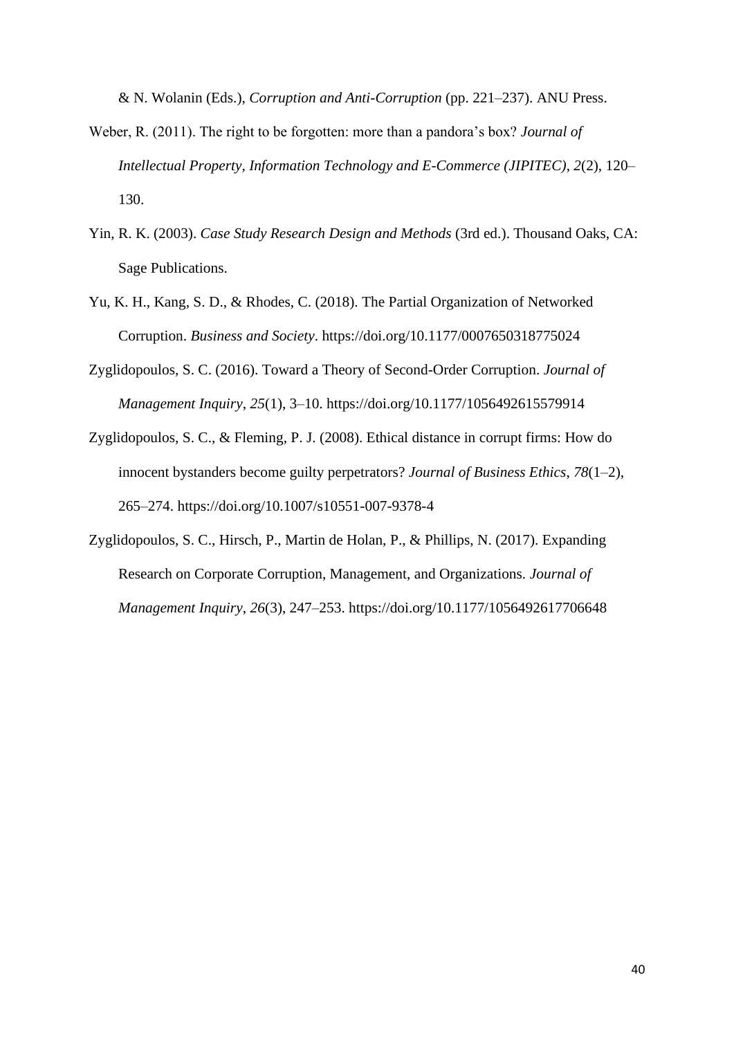& N. Wolanin (Eds.), *Corruption and Anti-Corruption* (pp. 221–237). ANU Press.

Weber, R. (2011). The right to be forgotten: more than a pandora's box? *Journal of Intellectual Property, Information Technology and E-Commerce (JIPITEC)*, *2*(2), 120–130.

Yin, R. K. (2003). *Case Study Research Design and Methods* (3rd ed.). Thousand Oaks, CA: Sage Publications.

Yu, K. H., Kang, S. D., & Rhodes, C. (2018). The Partial Organization of Networked Corruption. *Business and Society*. https://doi.org/10.1177/0007650318775024

Zyglidopoulos, S. C. (2016). Toward a Theory of Second-Order Corruption. *Journal of Management Inquiry*, *25*(1), 3–10. https://doi.org/10.1177/1056492615579914

Zyglidopoulos, S. C., & Fleming, P. J. (2008). Ethical distance in corrupt firms: How do innocent bystanders become guilty perpetrators? *Journal of Business Ethics*, *78*(1–2), 265–274. https://doi.org/10.1007/s10551-007-9378-4

Zyglidopoulos, S. C., Hirsch, P., Martin de Holan, P., & Phillips, N. (2017). Expanding Research on Corporate Corruption, Management, and Organizations. *Journal of Management Inquiry*, *26*(3), 247–253. https://doi.org/10.1177/1056492617706648